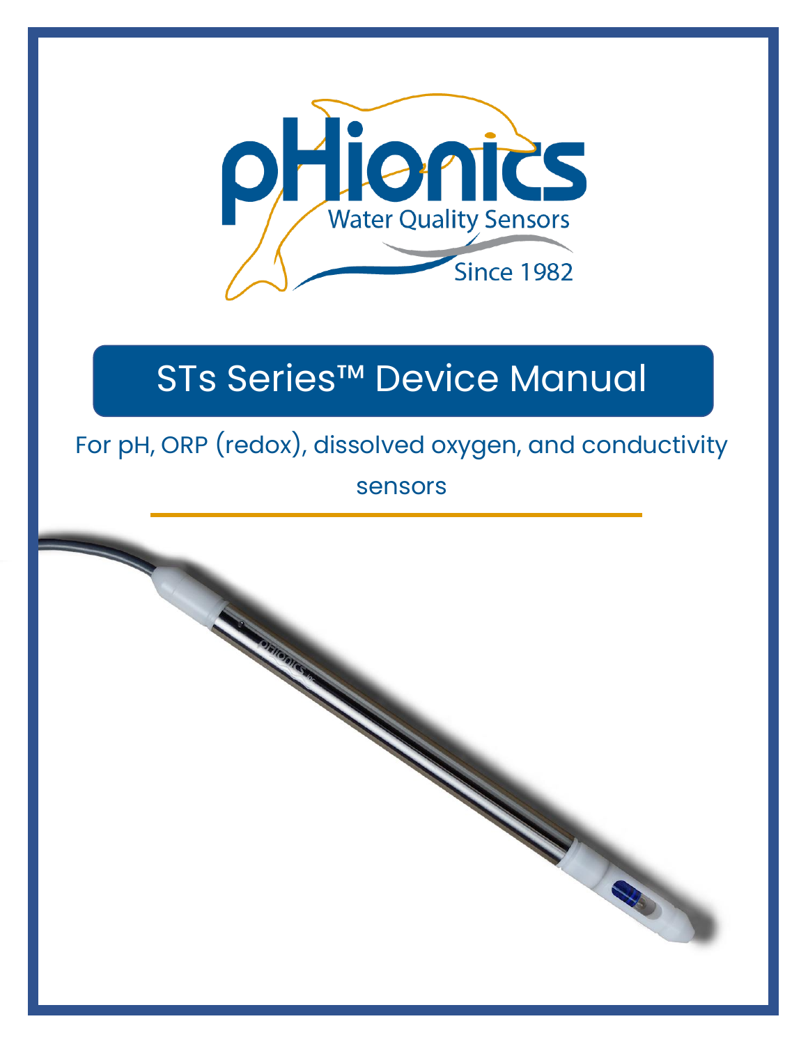pHionics

Water Quality Sensors

Since 1982

# STs Series™ Device Manual

For pH, ORP (redox), dissolved oxygen, and conductivity sensors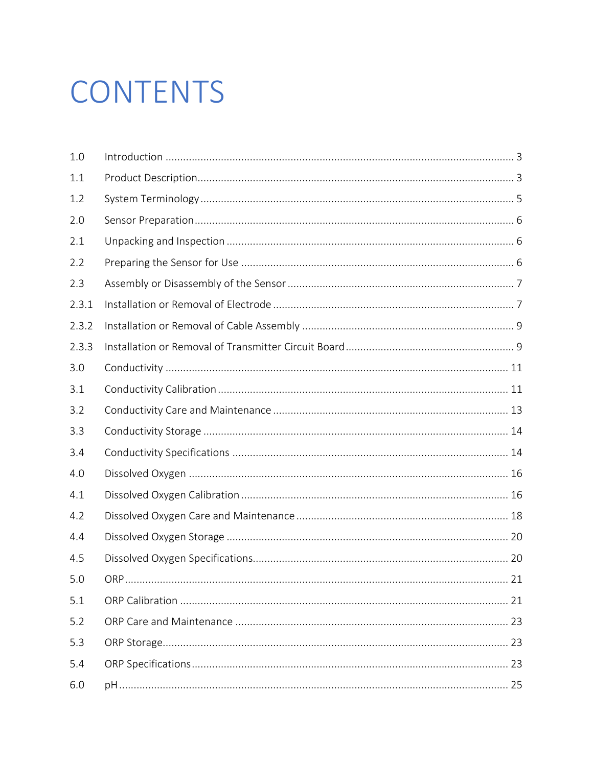# CONTENTS

| | | |
|---|---|---|
| 1.0 | Introduction | 3 |
| 1.1 | Product Description | 3 |
| 1.2 | System Terminology | 5 |
| 2.0 | Sensor Preparation | 6 |
| 2.1 | Unpacking and Inspection | 6 |
| 2.2 | Preparing the Sensor for Use | 6 |
| 2.3 | Assembly or Disassembly of the Sensor | 7 |
| 2.3.1 | Installation or Removal of Electrode | 7 |
| 2.3.2 | Installation or Removal of Cable Assembly | 9 |
| 2.3.3 | Installation or Removal of Transmitter Circuit Board | 9 |
| 3.0 | Conductivity | 11 |
| 3.1 | Conductivity Calibration | 11 |
| 3.2 | Conductivity Care and Maintenance | 13 |
| 3.3 | Conductivity Storage | 14 |
| 3.4 | Conductivity Specifications | 14 |
| 4.0 | Dissolved Oxygen | 16 |
| 4.1 | Dissolved Oxygen Calibration | 16 |
| 4.2 | Dissolved Oxygen Care and Maintenance | 18 |
| 4.4 | Dissolved Oxygen Storage | 20 |
| 4.5 | Dissolved Oxygen Specifications | 20 |
| 5.0 | ORP | 21 |
| 5.1 | ORP Calibration | 21 |
| 5.2 | ORP Care and Maintenance | 23 |
| 5.3 | ORP Storage | 23 |
| 5.4 | ORP Specifications | 23 |
| 6.0 | pH | 25 |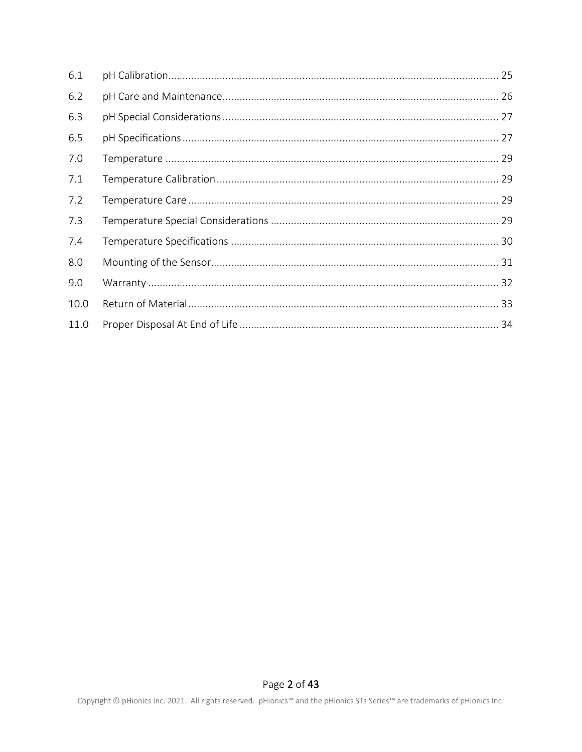| | | |
|---|---|---|
| 6.1 | pH Calibration | 25 |
| 6.2 | pH Care and Maintenance | 26 |
| 6.3 | pH Special Considerations | 27 |
| 6.5 | pH Specifications | 27 |
| 7.0 | Temperature | 29 |
| 7.1 | Temperature Calibration | 29 |
| 7.2 | Temperature Care | 29 |
| 7.3 | Temperature Special Considerations | 29 |
| 7.4 | Temperature Specifications | 30 |
| 8.0 | Mounting of the Sensor | 31 |
| 9.0 | Warranty | 32 |
| 10.0 | Return of Material | 33 |
| 11.0 | Proper Disposal At End of Life | 34 |

Copyright © pHionics Inc. 2021. All rights reserved. pHionics™ and the pHionics STs Series™ are trademarks of pHionics Inc.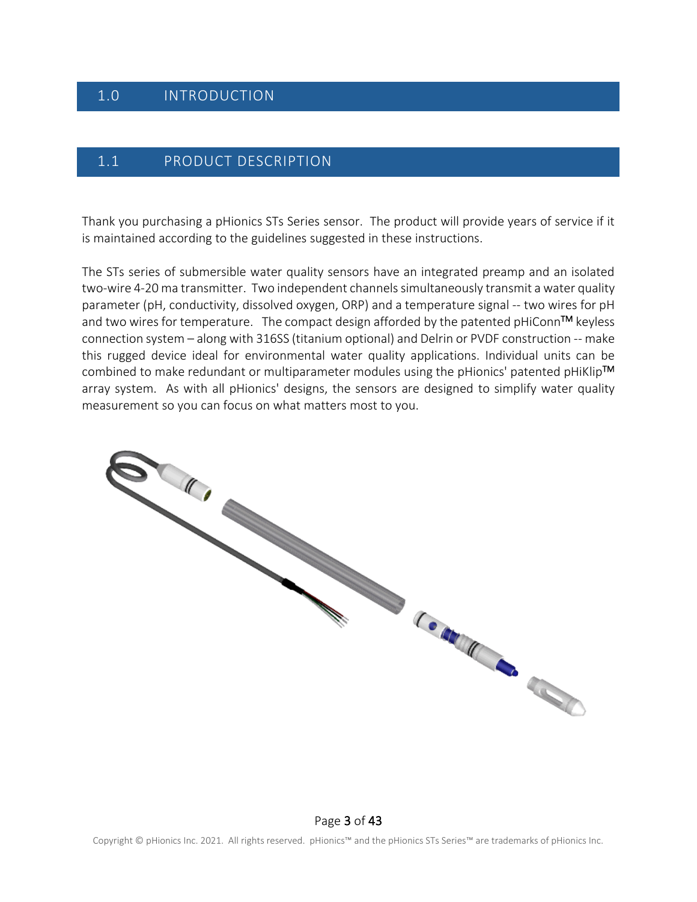# 1.0 INTRODUCTION

## 1.1 PRODUCT DESCRIPTION

Thank you purchasing a pHionics STs Series sensor. The product will provide years of service if it is maintained according to the guidelines suggested in these instructions.

The STs series of submersible water quality sensors have an integrated preamp and an isolated two-wire 4-20 ma transmitter. Two independent channels simultaneously transmit a water quality parameter (pH, conductivity, dissolved oxygen, ORP) and a temperature signal -- two wires for pH and two wires for temperature. The compact design afforded by the patented pHiConn™ keyless connection system – along with 316SS (titanium optional) and Delrin or PVDF construction -- make this rugged device ideal for environmental water quality applications. Individual units can be combined to make redundant or multiparameter modules using the pHionics' patented pHiKlip™ array system. As with all pHionics' designs, the sensors are designed to simplify water quality measurement so you can focus on what matters most to you.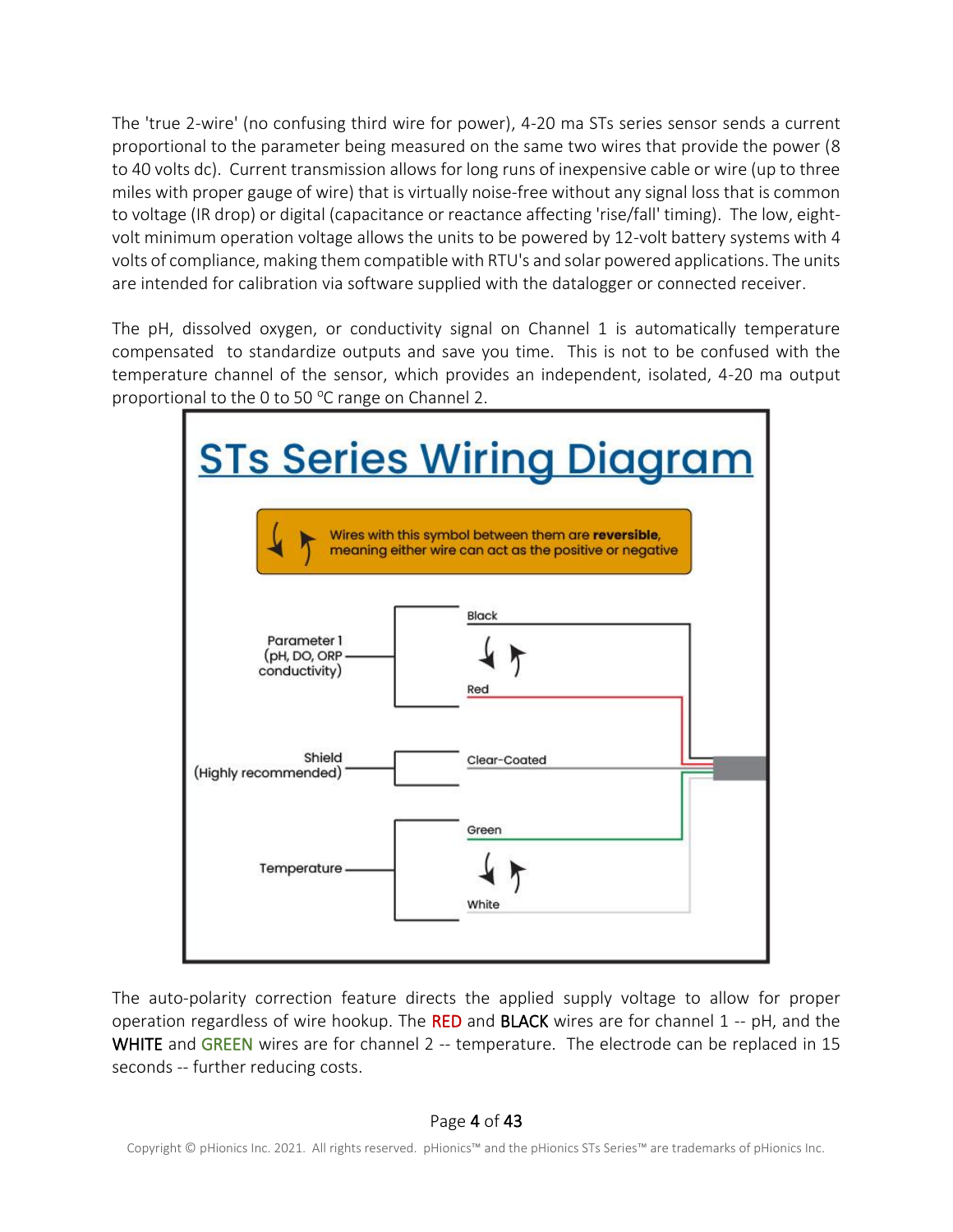The 'true 2-wire' (no confusing third wire for power), 4-20 ma STs series sensor sends a current proportional to the parameter being measured on the same two wires that provide the power (8 to 40 volts dc). Current transmission allows for long runs of inexpensive cable or wire (up to three miles with proper gauge of wire) that is virtually noise-free without any signal loss that is common to voltage (IR drop) or digital (capacitance or reactance affecting 'rise/fall' timing). The low, eight-volt minimum operation voltage allows the units to be powered by 12-volt battery systems with 4 volts of compliance, making them compatible with RTU's and solar powered applications. The units are intended for calibration via software supplied with the datalogger or connected receiver.

The pH, dissolved oxygen, or conductivity signal on Channel 1 is automatically temperature compensated to standardize outputs and save you time. This is not to be confused with the temperature channel of the sensor, which provides an independent, isolated, 4-20 ma output proportional to the 0 to 50 °C range on Channel 2.

## STs Series Wiring Diagram

Wires with this symbol between them are **reversible**, meaning either wire can act as the positive or negative

Parameter 1 (pH, DO, ORP conductivity): Black, Red

Shield (Highly recommended): Clear-Coated

Temperature: Green, White

The auto-polarity correction feature directs the applied supply voltage to allow for proper operation regardless of wire hookup. The RED and BLACK wires are for channel 1 -- pH, and the WHITE and GREEN wires are for channel 2 -- temperature. The electrode can be replaced in 15 seconds -- further reducing costs.

Copyright © pHionics Inc. 2021. All rights reserved. pHionics™ and the pHionics STs Series™ are trademarks of pHionics Inc.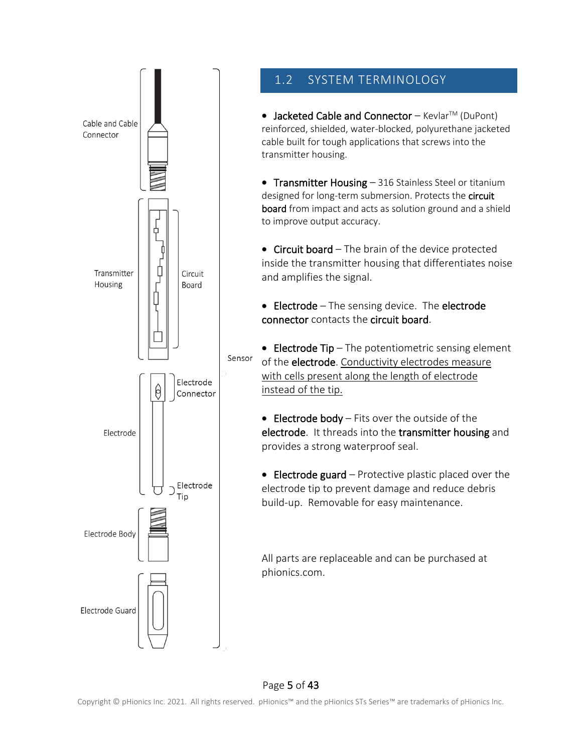## 1.2 SYSTEM TERMINOLOGY

- **Jacketed Cable and Connector** – Kevlar™ (DuPont) reinforced, shielded, water-blocked, polyurethane jacketed cable built for tough applications that screws into the transmitter housing.

- **Transmitter Housing** – 316 Stainless Steel or titanium designed for long-term submersion. Protects the **circuit board** from impact and acts as solution ground and a shield to improve output accuracy.

- **Circuit board** – The brain of the device protected inside the transmitter housing that differentiates noise and amplifies the signal.

- **Electrode** – The sensing device. The **electrode connector** contacts the **circuit board**.

- **Electrode Tip** – The potentiometric sensing element of the **electrode**. Conductivity electrodes measure with cells present along the length of electrode instead of the tip.

- **Electrode body** – Fits over the outside of the **electrode**. It threads into the **transmitter housing** and provides a strong waterproof seal.

- **Electrode guard** – Protective plastic placed over the electrode tip to prevent damage and reduce debris build-up. Removable for easy maintenance.

All parts are replaceable and can be purchased at phionics.com.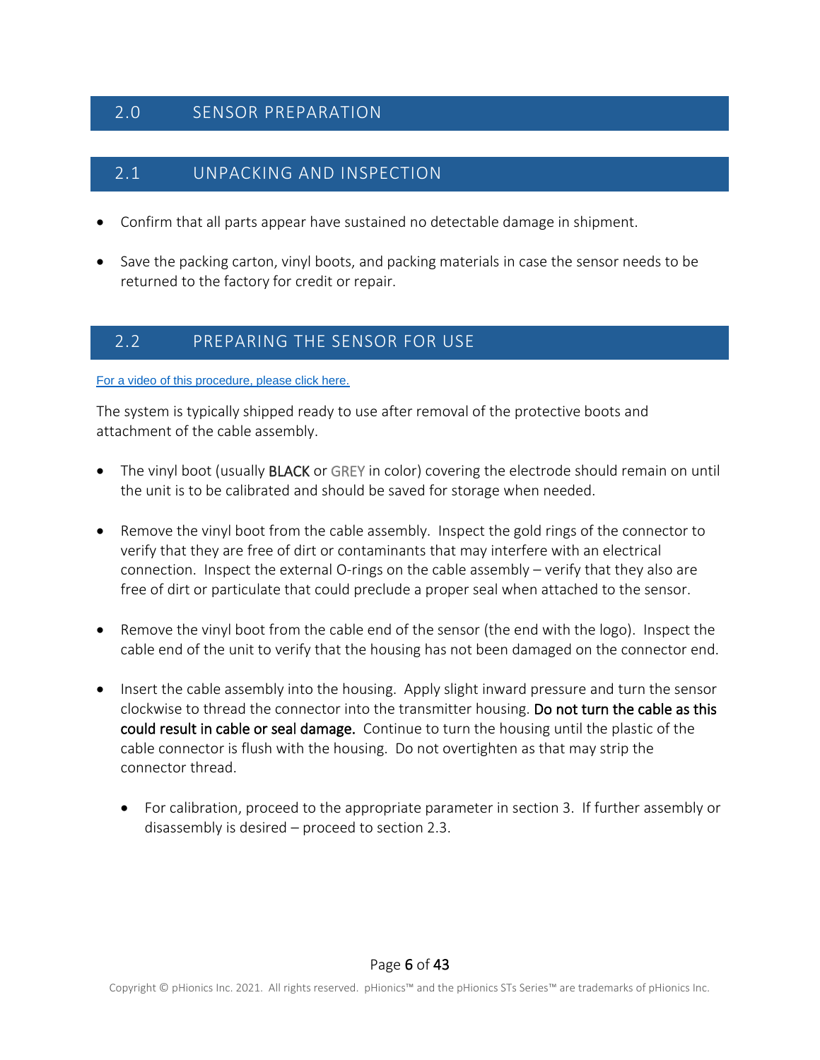## 2.0 SENSOR PREPARATION

### 2.1 UNPACKING AND INSPECTION

- Confirm that all parts appear have sustained no detectable damage in shipment.
- Save the packing carton, vinyl boots, and packing materials in case the sensor needs to be returned to the factory for credit or repair.

### 2.2 PREPARING THE SENSOR FOR USE

For a video of this procedure, please click here.

The system is typically shipped ready to use after removal of the protective boots and attachment of the cable assembly.

- The vinyl boot (usually BLACK or GREY in color) covering the electrode should remain on until the unit is to be calibrated and should be saved for storage when needed.
- Remove the vinyl boot from the cable assembly. Inspect the gold rings of the connector to verify that they are free of dirt or contaminants that may interfere with an electrical connection. Inspect the external O-rings on the cable assembly – verify that they also are free of dirt or particulate that could preclude a proper seal when attached to the sensor.
- Remove the vinyl boot from the cable end of the sensor (the end with the logo). Inspect the cable end of the unit to verify that the housing has not been damaged on the connector end.
- Insert the cable assembly into the housing. Apply slight inward pressure and turn the sensor clockwise to thread the connector into the transmitter housing. **Do not turn the cable as this could result in cable or seal damage.** Continue to turn the housing until the plastic of the cable connector is flush with the housing. Do not overtighten as that may strip the connector thread.
  - For calibration, proceed to the appropriate parameter in section 3. If further assembly or disassembly is desired – proceed to section 2.3.

Copyright © pHionics Inc. 2021. All rights reserved. pHionics™ and the pHionics STs Series™ are trademarks of pHionics Inc.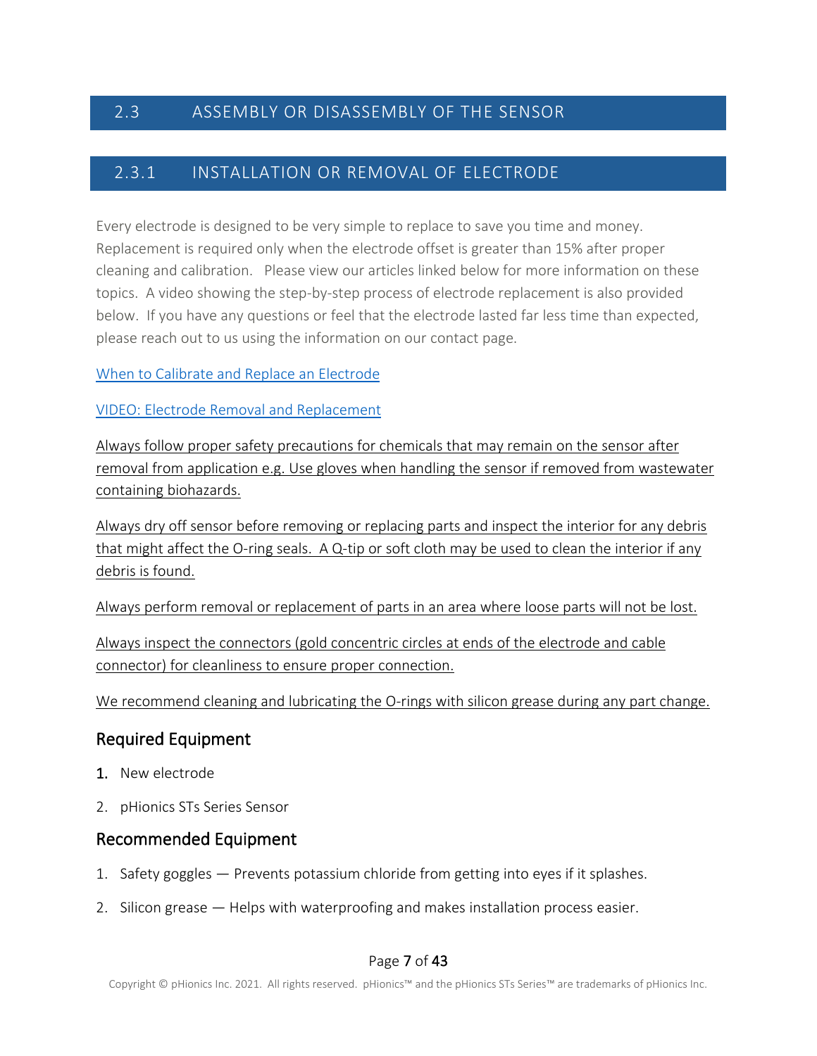## 2.3 ASSEMBLY OR DISASSEMBLY OF THE SENSOR

### 2.3.1 INSTALLATION OR REMOVAL OF ELECTRODE

Every electrode is designed to be very simple to replace to save you time and money. Replacement is required only when the electrode offset is greater than 15% after proper cleaning and calibration. Please view our articles linked below for more information on these topics. A video showing the step-by-step process of electrode replacement is also provided below. If you have any questions or feel that the electrode lasted far less time than expected, please reach out to us using the information on our contact page.

When to Calibrate and Replace an Electrode

VIDEO: Electrode Removal and Replacement

Always follow proper safety precautions for chemicals that may remain on the sensor after removal from application e.g. Use gloves when handling the sensor if removed from wastewater containing biohazards.

Always dry off sensor before removing or replacing parts and inspect the interior for any debris that might affect the O-ring seals. A Q-tip or soft cloth may be used to clean the interior if any debris is found.

Always perform removal or replacement of parts in an area where loose parts will not be lost.

Always inspect the connectors (gold concentric circles at ends of the electrode and cable connector) for cleanliness to ensure proper connection.

We recommend cleaning and lubricating the O-rings with silicon grease during any part change.

#### Required Equipment

1. New electrode
2. pHionics STs Series Sensor

#### Recommended Equipment

1. Safety goggles — Prevents potassium chloride from getting into eyes if it splashes.
2. Silicon grease — Helps with waterproofing and makes installation process easier.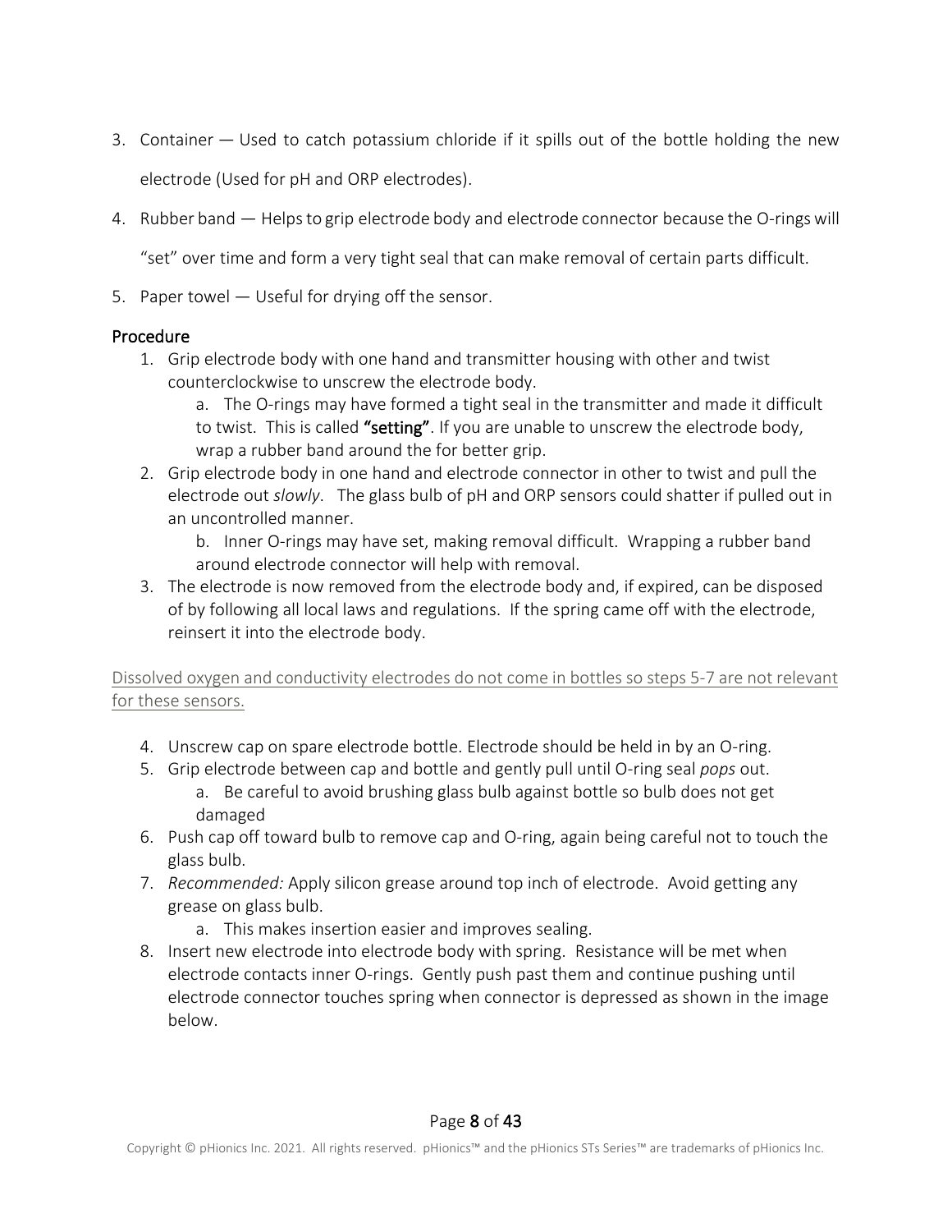3. Container — Used to catch potassium chloride if it spills out of the bottle holding the new electrode (Used for pH and ORP electrodes).
4. Rubber band — Helps to grip electrode body and electrode connector because the O-rings will "set" over time and form a very tight seal that can make removal of certain parts difficult.
5. Paper towel — Useful for drying off the sensor.

### Procedure

1. Grip electrode body with one hand and transmitter housing with other and twist counterclockwise to unscrew the electrode body.
    a. The O-rings may have formed a tight seal in the transmitter and made it difficult to twist. This is called **"setting"**. If you are unable to unscrew the electrode body, wrap a rubber band around the for better grip.
2. Grip electrode body in one hand and electrode connector in other to twist and pull the electrode out *slowly*. The glass bulb of pH and ORP sensors could shatter if pulled out in an uncontrolled manner.
    b. Inner O-rings may have set, making removal difficult. Wrapping a rubber band around electrode connector will help with removal.
3. The electrode is now removed from the electrode body and, if expired, can be disposed of by following all local laws and regulations. If the spring came off with the electrode, reinsert it into the electrode body.

<u>Dissolved oxygen and conductivity electrodes do not come in bottles so steps 5-7 are not relevant for these sensors.</u>

4. Unscrew cap on spare electrode bottle. Electrode should be held in by an O-ring.
5. Grip electrode between cap and bottle and gently pull until O-ring seal *pops* out.
    a. Be careful to avoid brushing glass bulb against bottle so bulb does not get damaged
6. Push cap off toward bulb to remove cap and O-ring, again being careful not to touch the glass bulb.
7. *Recommended:* Apply silicon grease around top inch of electrode. Avoid getting any grease on glass bulb.
    a. This makes insertion easier and improves sealing.
8. Insert new electrode into electrode body with spring. Resistance will be met when electrode contacts inner O-rings. Gently push past them and continue pushing until electrode connector touches spring when connector is depressed as shown in the image below.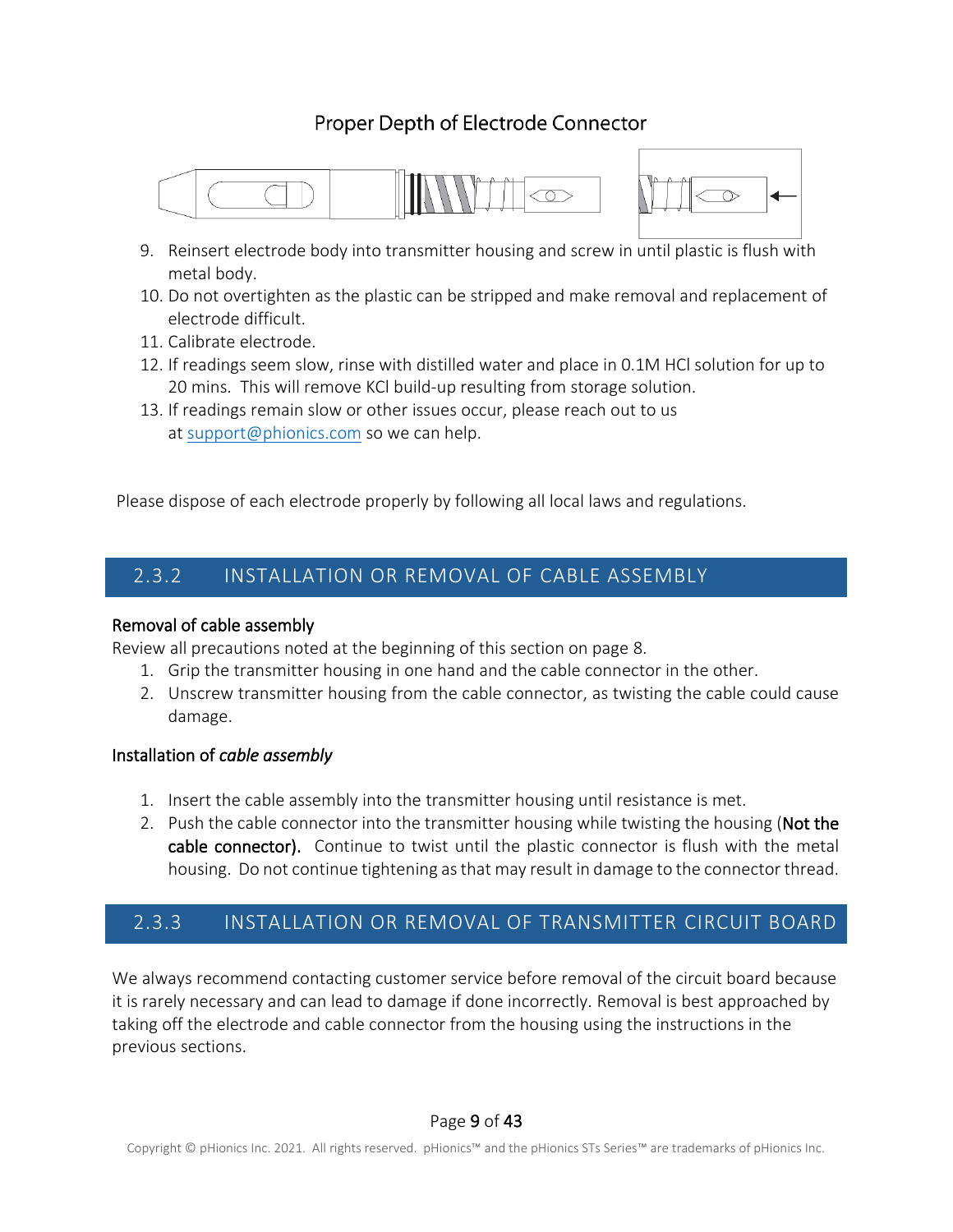Proper Depth of Electrode Connector

9. Reinsert electrode body into transmitter housing and screw in until plastic is flush with metal body.
10. Do not overtighten as the plastic can be stripped and make removal and replacement of electrode difficult.
11. Calibrate electrode.
12. If readings seem slow, rinse with distilled water and place in 0.1M HCl solution for up to 20 mins. This will remove KCl build-up resulting from storage solution.
13. If readings remain slow or other issues occur, please reach out to us at support@phionics.com so we can help.

Please dispose of each electrode properly by following all local laws and regulations.

## 2.3.2 INSTALLATION OR REMOVAL OF CABLE ASSEMBLY

### Removal of cable assembly

Review all precautions noted at the beginning of this section on page 8.

1. Grip the transmitter housing in one hand and the cable connector in the other.
2. Unscrew transmitter housing from the cable connector, as twisting the cable could cause damage.

### Installation of *cable assembly*

1. Insert the cable assembly into the transmitter housing until resistance is met.
2. Push the cable connector into the transmitter housing while twisting the housing (**Not the cable connector).** Continue to twist until the plastic connector is flush with the metal housing. Do not continue tightening as that may result in damage to the connector thread.

## 2.3.3 INSTALLATION OR REMOVAL OF TRANSMITTER CIRCUIT BOARD

We always recommend contacting customer service before removal of the circuit board because it is rarely necessary and can lead to damage if done incorrectly. Removal is best approached by taking off the electrode and cable connector from the housing using the instructions in the previous sections.

Copyright © pHionics Inc. 2021. All rights reserved. pHionics™ and the pHionics STs Series™ are trademarks of pHionics Inc.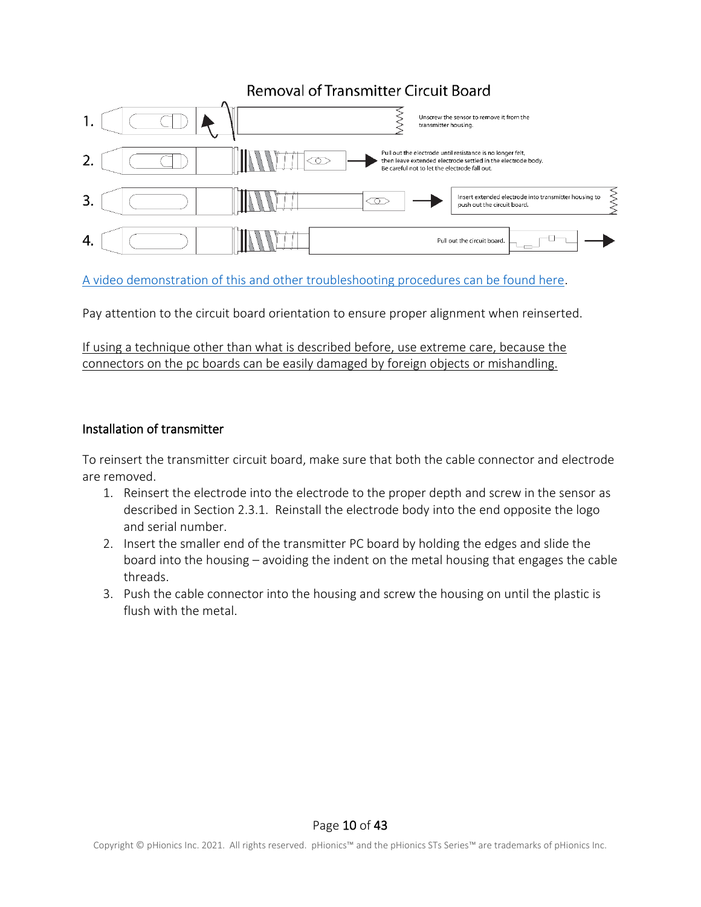## Removal of Transmitter Circuit Board

1. Unscrew the sensor to remove it from the transmitter housing.
2. Pull out the electrode until resistance is no longer felt, then leave extended electrode settled in the electrode body. Be careful not to let the electrode fall out.
3. Insert extended electrode into transmitter housing to push out the circuit board.
4. Pull out the circuit board.

A video demonstration of this and other troubleshooting procedures can be found here.

Pay attention to the circuit board orientation to ensure proper alignment when reinserted.

If using a technique other than what is described before, use extreme care, because the connectors on the pc boards can be easily damaged by foreign objects or mishandling.

### Installation of transmitter

To reinsert the transmitter circuit board, make sure that both the cable connector and electrode are removed.

1. Reinsert the electrode into the electrode to the proper depth and screw in the sensor as described in Section 2.3.1. Reinstall the electrode body into the end opposite the logo and serial number.
2. Insert the smaller end of the transmitter PC board by holding the edges and slide the board into the housing – avoiding the indent on the metal housing that engages the cable threads.
3. Push the cable connector into the housing and screw the housing on until the plastic is flush with the metal.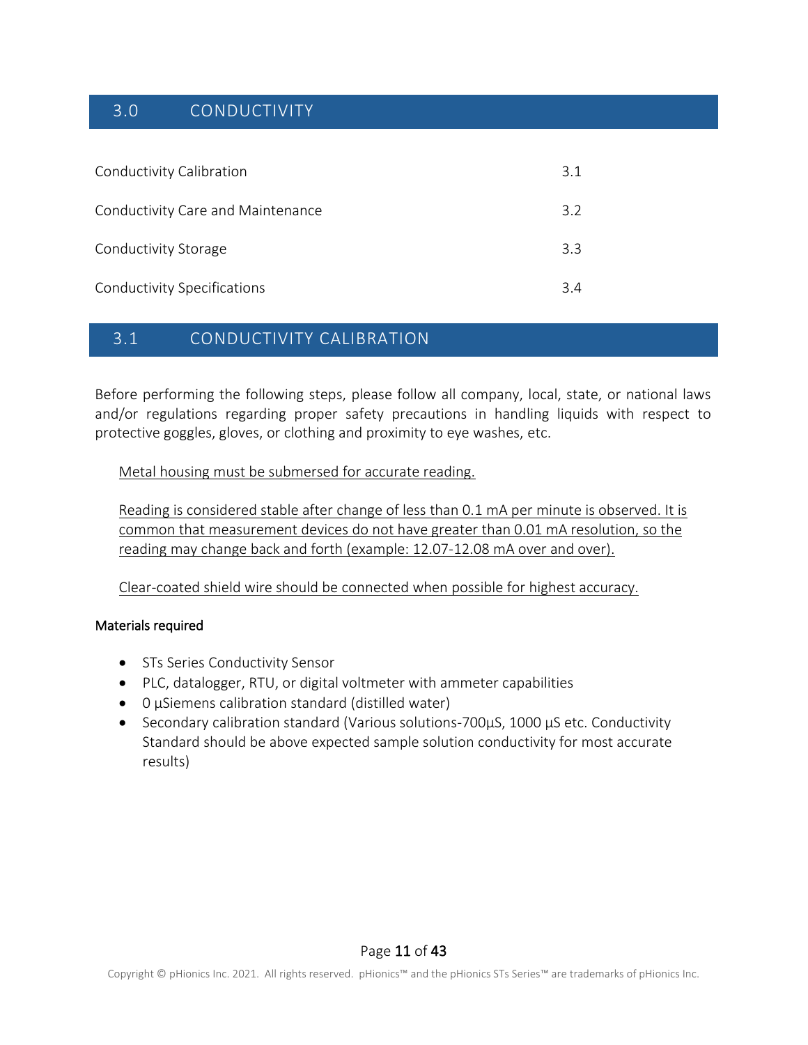## 3.0 CONDUCTIVITY

| | |
|---|---|
| Conductivity Calibration | 3.1 |
| Conductivity Care and Maintenance | 3.2 |
| Conductivity Storage | 3.3 |
| Conductivity Specifications | 3.4 |

## 3.1 CONDUCTIVITY CALIBRATION

Before performing the following steps, please follow all company, local, state, or national laws and/or regulations regarding proper safety precautions in handling liquids with respect to protective goggles, gloves, or clothing and proximity to eye washes, etc.

<u>Metal housing must be submersed for accurate reading.</u>

<u>Reading is considered stable after change of less than 0.1 mA per minute is observed. It is common that measurement devices do not have greater than 0.01 mA resolution, so the reading may change back and forth (example: 12.07-12.08 mA over and over).</u>

<u>Clear-coated shield wire should be connected when possible for highest accuracy.</u>

**Materials required**

- STs Series Conductivity Sensor
- PLC, datalogger, RTU, or digital voltmeter with ammeter capabilities
- 0 µSiemens calibration standard (distilled water)
- Secondary calibration standard (Various solutions-700µS, 1000 µS etc. Conductivity Standard should be above expected sample solution conductivity for most accurate results)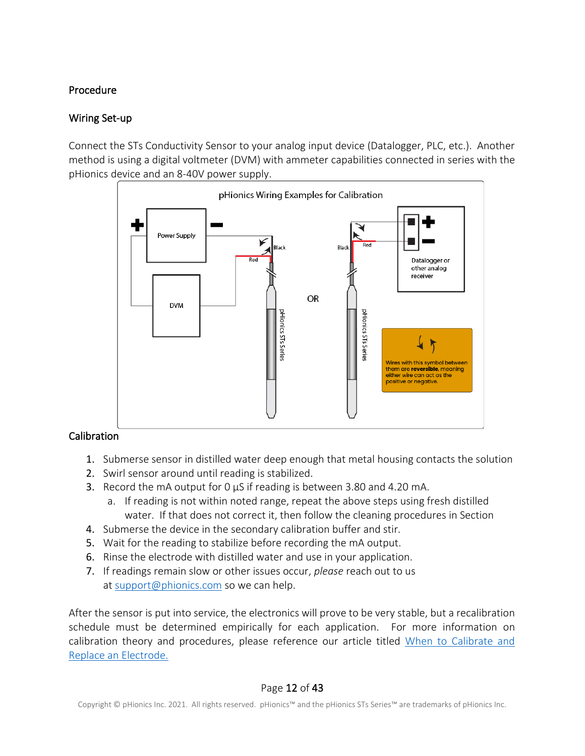## Procedure

### Wiring Set-up

Connect the STs Conductivity Sensor to your analog input device (Datalogger, PLC, etc.). Another method is using a digital voltmeter (DVM) with ammeter capabilities connected in series with the pHionics device and an 8-40V power supply.

pHionics Wiring Examples for Calibration

Power Supply | DVM | Black | Red | pHionics STs Series | OR | Datalogger or other analog receiver

Wires with this symbol between them are **reversible**, meaning either wire can act as the positive or negative.

### Calibration

1. Submerse sensor in distilled water deep enough that metal housing contacts the solution
2. Swirl sensor around until reading is stabilized.
3. Record the mA output for 0 µS if reading is between 3.80 and 4.20 mA.
   a. If reading is not within noted range, repeat the above steps using fresh distilled water. If that does not correct it, then follow the cleaning procedures in Section
4. Submerse the device in the secondary calibration buffer and stir.
5. Wait for the reading to stabilize before recording the mA output.
6. Rinse the electrode with distilled water and use in your application.
7. If readings remain slow or other issues occur, *please* reach out to us at support@phionics.com so we can help.

After the sensor is put into service, the electronics will prove to be very stable, but a recalibration schedule must be determined empirically for each application. For more information on calibration theory and procedures, please reference our article titled When to Calibrate and Replace an Electrode.

Copyright © pHionics Inc. 2021. All rights reserved. pHionics™ and the pHionics STs Series™ are trademarks of pHionics Inc.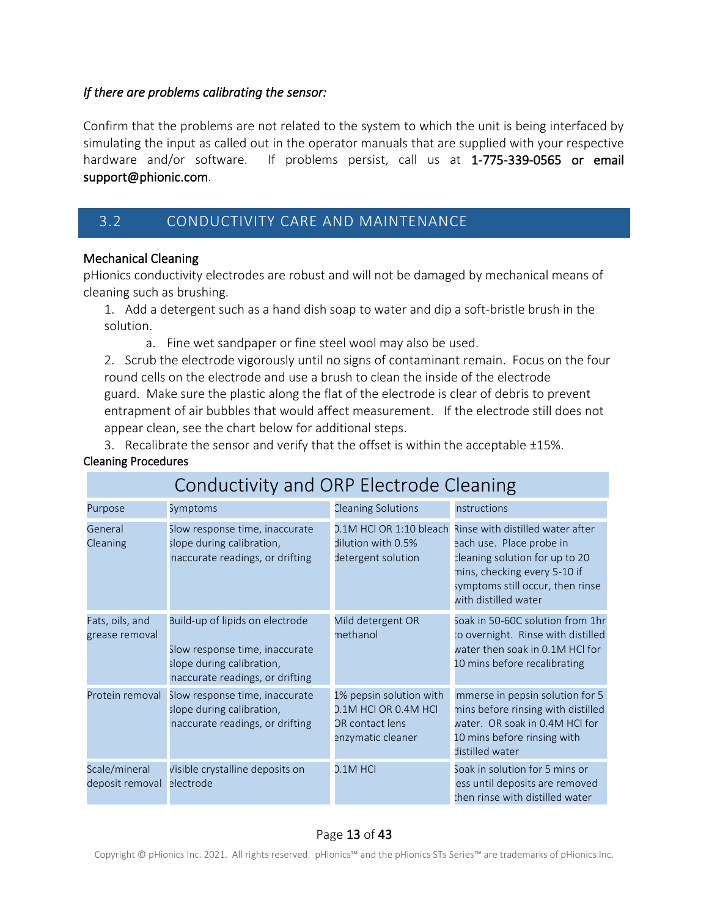*If there are problems calibrating the sensor:*

Confirm that the problems are not related to the system to which the unit is being interfaced by simulating the input as called out in the operator manuals that are supplied with your respective hardware and/or software. If problems persist, call us at 1-775-339-0565 or email support@phionic.com.

## 3.2 CONDUCTIVITY CARE AND MAINTENANCE

### Mechanical Cleaning

pHionics conductivity electrodes are robust and will not be damaged by mechanical means of cleaning such as brushing.

1. Add a detergent such as a hand dish soap to water and dip a soft-bristle brush in the solution.
   a. Fine wet sandpaper or fine steel wool may also be used.
2. Scrub the electrode vigorously until no signs of contaminant remain. Focus on the four round cells on the electrode and use a brush to clean the inside of the electrode guard. Make sure the plastic along the flat of the electrode is clear of debris to prevent entrapment of air bubbles that would affect measurement. If the electrode still does not appear clean, see the chart below for additional steps.
3. Recalibrate the sensor and verify that the offset is within the acceptable ±15%.

### Cleaning Procedures

**Conductivity and ORP Electrode Cleaning**

| Purpose | Symptoms | Cleaning Solutions | Instructions |
|---|---|---|---|
| General Cleaning | Slow response time, inaccurate slope during calibration, inaccurate readings, or drifting | 0.1M HCl OR 1:10 bleach dilution with 0.5% detergent solution | Rinse with distilled water after each use. Place probe in cleaning solution for up to 20 mins, checking every 5-10 if symptoms still occur, then rinse with distilled water |
| Fats, oils, and grease removal | Build-up of lipids on electrode<br><br>Slow response time, inaccurate slope during calibration, inaccurate readings, or drifting | Mild detergent OR methanol | Soak in 50-60C solution from 1hr to overnight. Rinse with distilled water then soak in 0.1M HCl for 10 mins before recalibrating |
| Protein removal | Slow response time, inaccurate slope during calibration, inaccurate readings, or drifting | 1% pepsin solution with 0.1M HCl OR 0.4M HCl OR contact lens enzymatic cleaner | Immerse in pepsin solution for 5 mins before rinsing with distilled water. OR soak in 0.4M HCl for 10 mins before rinsing with distilled water |
| Scale/mineral deposit removal | Visible crystalline deposits on electrode | 0.1M HCl | Soak in solution for 5 mins or less until deposits are removed then rinse with distilled water |

Copyright © pHionics Inc. 2021. All rights reserved. pHionics™ and the pHionics STs Series™ are trademarks of pHionics Inc.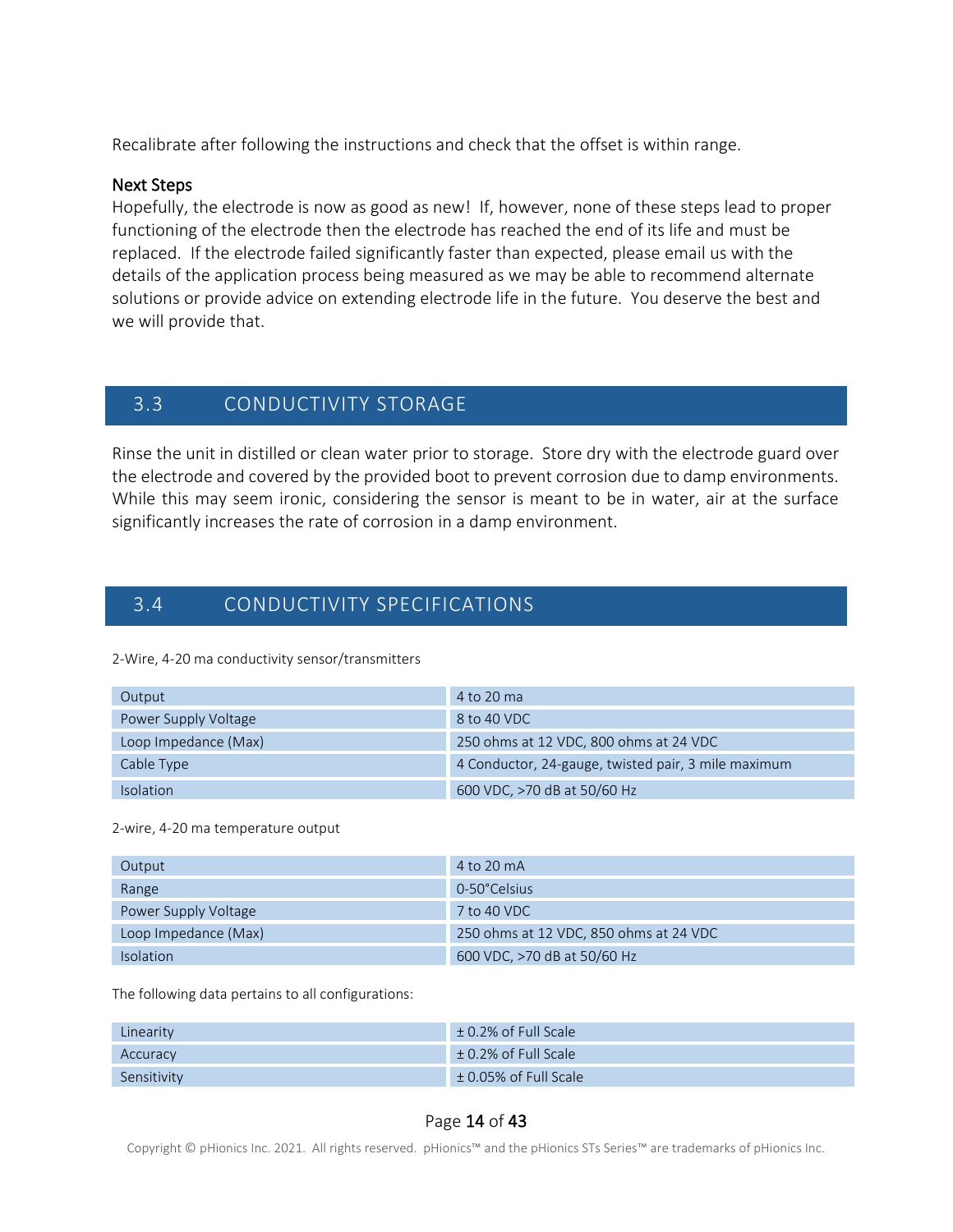Recalibrate after following the instructions and check that the offset is within range.

**Next Steps**

Hopefully, the electrode is now as good as new! If, however, none of these steps lead to proper functioning of the electrode then the electrode has reached the end of its life and must be replaced. If the electrode failed significantly faster than expected, please email us with the details of the application process being measured as we may be able to recommend alternate solutions or provide advice on extending electrode life in the future. You deserve the best and we will provide that.

## 3.3 CONDUCTIVITY STORAGE

Rinse the unit in distilled or clean water prior to storage. Store dry with the electrode guard over the electrode and covered by the provided boot to prevent corrosion due to damp environments. While this may seem ironic, considering the sensor is meant to be in water, air at the surface significantly increases the rate of corrosion in a damp environment.

## 3.4 CONDUCTIVITY SPECIFICATIONS

2-Wire, 4-20 ma conductivity sensor/transmitters

| | |
|---|---|
| Output | 4 to 20 ma |
| Power Supply Voltage | 8 to 40 VDC |
| Loop Impedance (Max) | 250 ohms at 12 VDC, 800 ohms at 24 VDC |
| Cable Type | 4 Conductor, 24-gauge, twisted pair, 3 mile maximum |
| Isolation | 600 VDC, >70 dB at 50/60 Hz |

2-wire, 4-20 ma temperature output

| | |
|---|---|
| Output | 4 to 20 mA |
| Range | 0-50°Celsius |
| Power Supply Voltage | 7 to 40 VDC |
| Loop Impedance (Max) | 250 ohms at 12 VDC, 850 ohms at 24 VDC |
| Isolation | 600 VDC, >70 dB at 50/60 Hz |

The following data pertains to all configurations:

| | |
|---|---|
| Linearity | ± 0.2% of Full Scale |
| Accuracy | ± 0.2% of Full Scale |
| Sensitivity | ± 0.05% of Full Scale |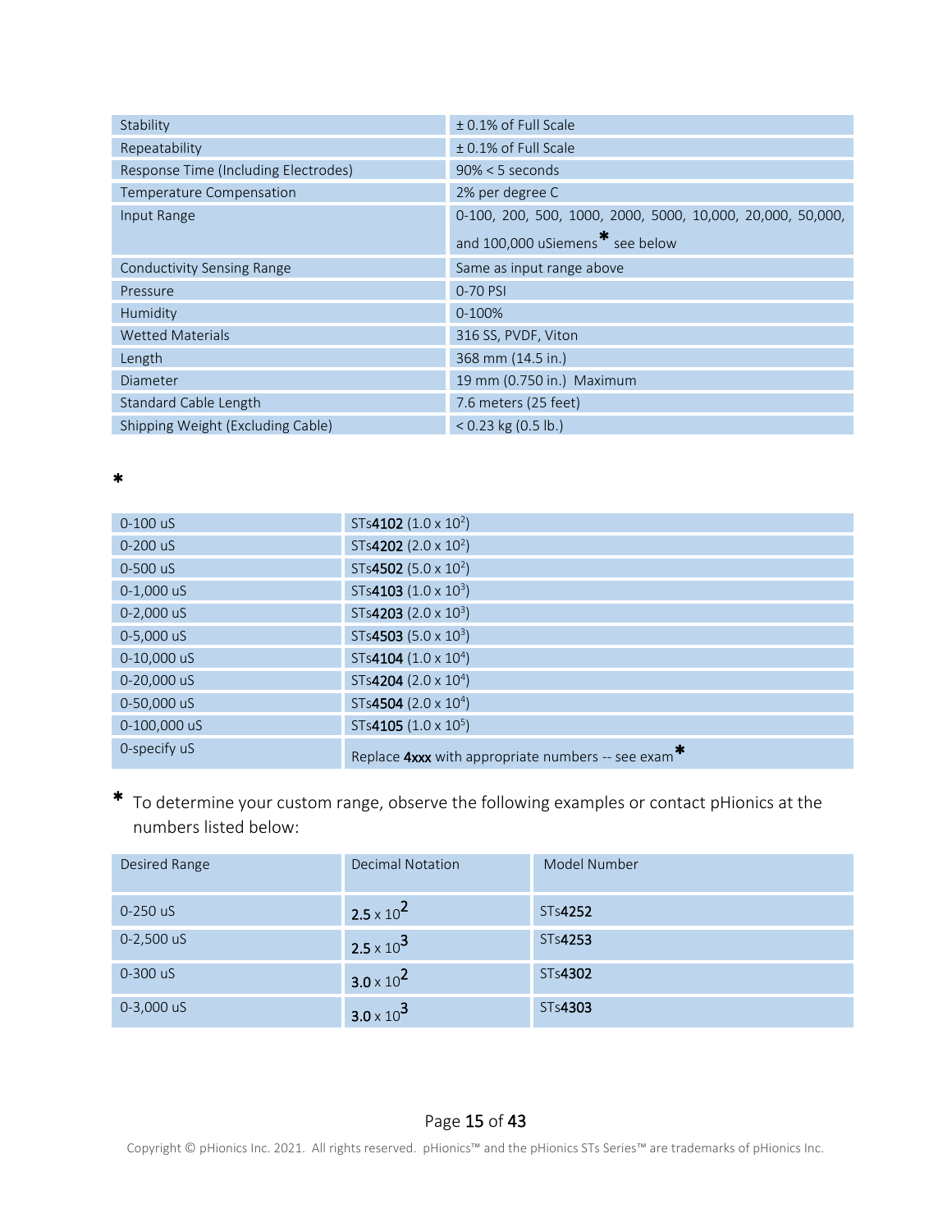| Stability | ± 0.1% of Full Scale |
|---|---|
| Repeatability | ± 0.1% of Full Scale |
| Response Time (Including Electrodes) | 90% < 5 seconds |
| Temperature Compensation | 2% per degree C |
| Input Range | 0-100, 200, 500, 1000, 2000, 5000, 10,000, 20,000, 50,000, and 100,000 uSiemens * see below |
| Conductivity Sensing Range | Same as input range above |
| Pressure | 0-70 PSI |
| Humidity | 0-100% |
| Wetted Materials | 316 SS, PVDF, Viton |
| Length | 368 mm (14.5 in.) |
| Diameter | 19 mm (0.750 in.) Maximum |
| Standard Cable Length | 7.6 meters (25 feet) |
| Shipping Weight (Excluding Cable) | < 0.23 kg (0.5 lb.) |

*

| Range | Model |
|---|---|
| 0-100 uS | STs**4102** ($1.0 \times 10^2$) |
| 0-200 uS | STs**4202** ($2.0 \times 10^2$) |
| 0-500 uS | STs**4502** ($5.0 \times 10^2$) |
| 0-1,000 uS | STs**4103** ($1.0 \times 10^3$) |
| 0-2,000 uS | STs**4203** ($2.0 \times 10^3$) |
| 0-5,000 uS | STs**4503** ($5.0 \times 10^3$) |
| 0-10,000 uS | STs**4104** ($1.0 \times 10^4$) |
| 0-20,000 uS | STs**4204** ($2.0 \times 10^4$) |
| 0-50,000 uS | STs**4504** ($2.0 \times 10^4$) |
| 0-100,000 uS | STs**4105** ($1.0 \times 10^5$) |
| 0-specify uS | Replace **4xxx** with appropriate numbers -- see exam* |

* To determine your custom range, observe the following examples or contact pHionics at the numbers listed below:

| Desired Range | Decimal Notation | Model Number |
|---|---|---|
| 0-250 uS | **2.5** $\times 10^2$ | STs**4252** |
| 0-2,500 uS | **2.5** $\times 10^3$ | STs**4253** |
| 0-300 uS | **3.0** $\times 10^2$ | STs**4302** |
| 0-3,000 uS | **3.0** $\times 10^3$ | STs**4303** |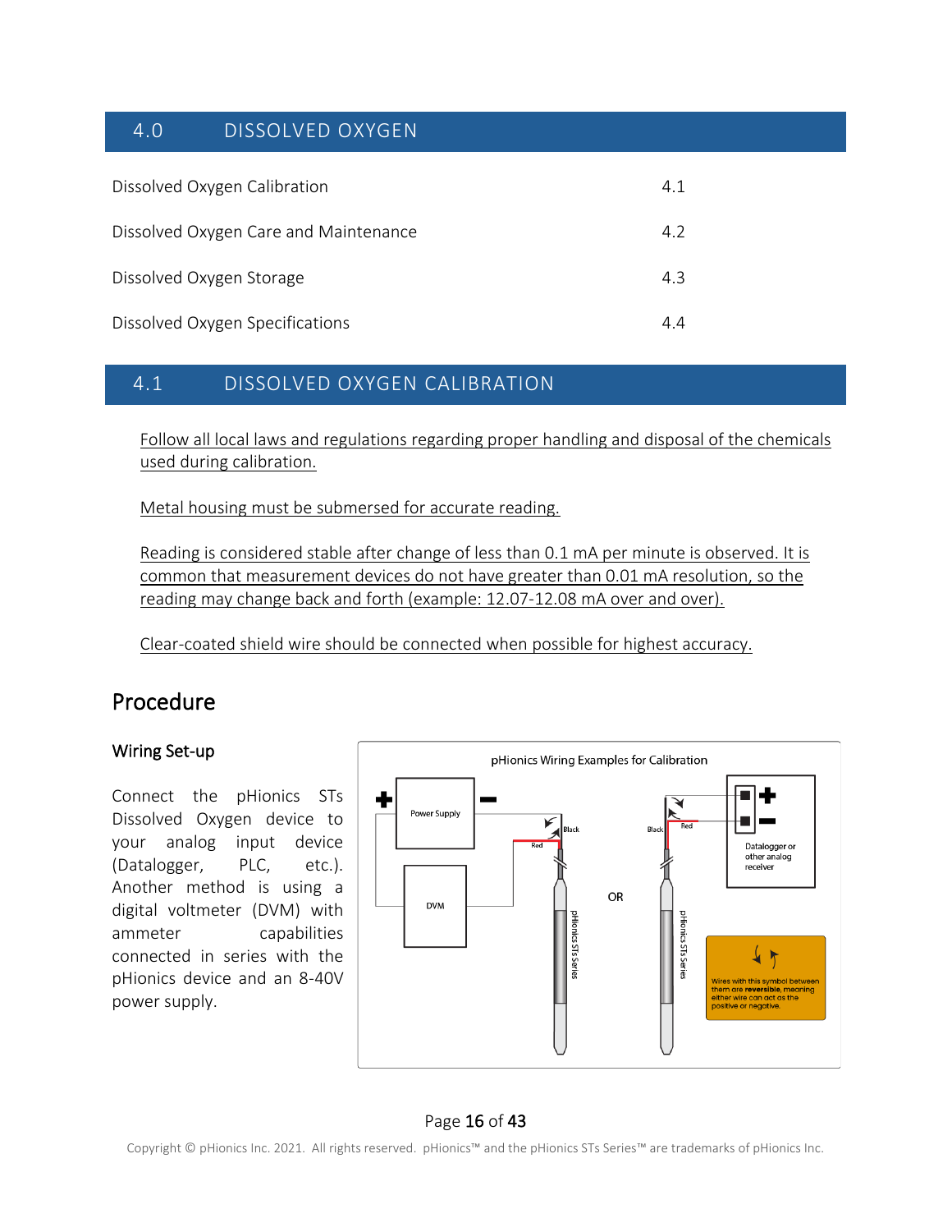## 4.0 DISSOLVED OXYGEN

| | |
|---|---|
| Dissolved Oxygen Calibration | 4.1 |
| Dissolved Oxygen Care and Maintenance | 4.2 |
| Dissolved Oxygen Storage | 4.3 |
| Dissolved Oxygen Specifications | 4.4 |

## 4.1 DISSOLVED OXYGEN CALIBRATION

Follow all local laws and regulations regarding proper handling and disposal of the chemicals used during calibration.

Metal housing must be submersed for accurate reading.

Reading is considered stable after change of less than 0.1 mA per minute is observed. It is common that measurement devices do not have greater than 0.01 mA resolution, so the reading may change back and forth (example: 12.07-12.08 mA over and over).

Clear-coated shield wire should be connected when possible for highest accuracy.

# Procedure

### Wiring Set-up

Connect the pHionics STs Dissolved Oxygen device to your analog input device (Datalogger, PLC, etc.). Another method is using a digital voltmeter (DVM) with ammeter capabilities connected in series with the pHionics device and an 8-40V power supply.

pHionics Wiring Examples for Calibration

Power Supply | DVM | Black | Red | pHionics STs Series | OR | Datalogger or other analog receiver

Wires with this symbol between them are **reversible**, meaning either wire can act as the positive or negative.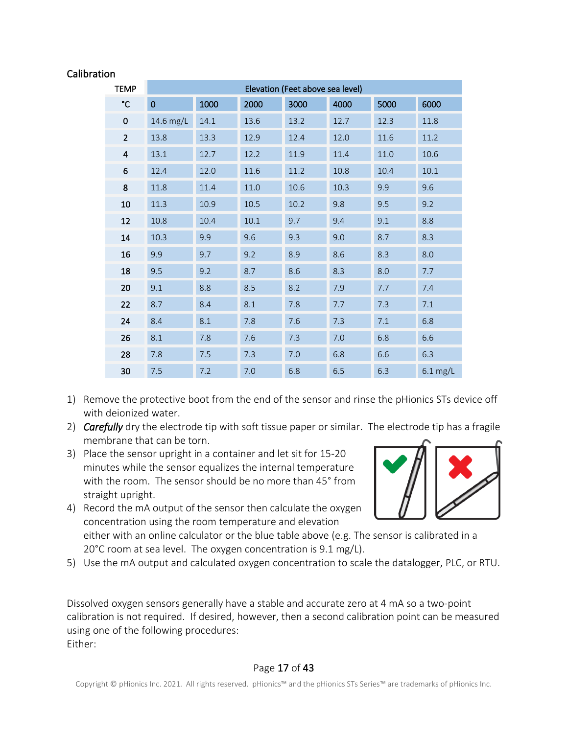## Calibration

| TEMP | Elevation (Feet above sea level) | | | | | | |
|---|---|---|---|---|---|---|---|
| °C | 0 | 1000 | 2000 | 3000 | 4000 | 5000 | 6000 |
| 0 | 14.6 mg/L | 14.1 | 13.6 | 13.2 | 12.7 | 12.3 | 11.8 |
| 2 | 13.8 | 13.3 | 12.9 | 12.4 | 12.0 | 11.6 | 11.2 |
| 4 | 13.1 | 12.7 | 12.2 | 11.9 | 11.4 | 11.0 | 10.6 |
| 6 | 12.4 | 12.0 | 11.6 | 11.2 | 10.8 | 10.4 | 10.1 |
| 8 | 11.8 | 11.4 | 11.0 | 10.6 | 10.3 | 9.9 | 9.6 |
| 10 | 11.3 | 10.9 | 10.5 | 10.2 | 9.8 | 9.5 | 9.2 |
| 12 | 10.8 | 10.4 | 10.1 | 9.7 | 9.4 | 9.1 | 8.8 |
| 14 | 10.3 | 9.9 | 9.6 | 9.3 | 9.0 | 8.7 | 8.3 |
| 16 | 9.9 | 9.7 | 9.2 | 8.9 | 8.6 | 8.3 | 8.0 |
| 18 | 9.5 | 9.2 | 8.7 | 8.6 | 8.3 | 8.0 | 7.7 |
| 20 | 9.1 | 8.8 | 8.5 | 8.2 | 7.9 | 7.7 | 7.4 |
| 22 | 8.7 | 8.4 | 8.1 | 7.8 | 7.7 | 7.3 | 7.1 |
| 24 | 8.4 | 8.1 | 7.8 | 7.6 | 7.3 | 7.1 | 6.8 |
| 26 | 8.1 | 7.8 | 7.6 | 7.3 | 7.0 | 6.8 | 6.6 |
| 28 | 7.8 | 7.5 | 7.3 | 7.0 | 6.8 | 6.6 | 6.3 |
| 30 | 7.5 | 7.2 | 7.0 | 6.8 | 6.5 | 6.3 | 6.1 mg/L |

1) Remove the protective boot from the end of the sensor and rinse the pHionics STs device off with deionized water.
2) ***Carefully*** dry the electrode tip with soft tissue paper or similar. The electrode tip has a fragile membrane that can be torn.
3) Place the sensor upright in a container and let sit for 15-20 minutes while the sensor equalizes the internal temperature with the room. The sensor should be no more than 45° from straight upright.
4) Record the mA output of the sensor then calculate the oxygen concentration using the room temperature and elevation either with an online calculator or the blue table above (e.g. The sensor is calibrated in a 20°C room at sea level. The oxygen concentration is 9.1 mg/L).
5) Use the mA output and calculated oxygen concentration to scale the datalogger, PLC, or RTU.

Dissolved oxygen sensors generally have a stable and accurate zero at 4 mA so a two-point calibration is not required. If desired, however, then a second calibration point can be measured using one of the following procedures:

Either: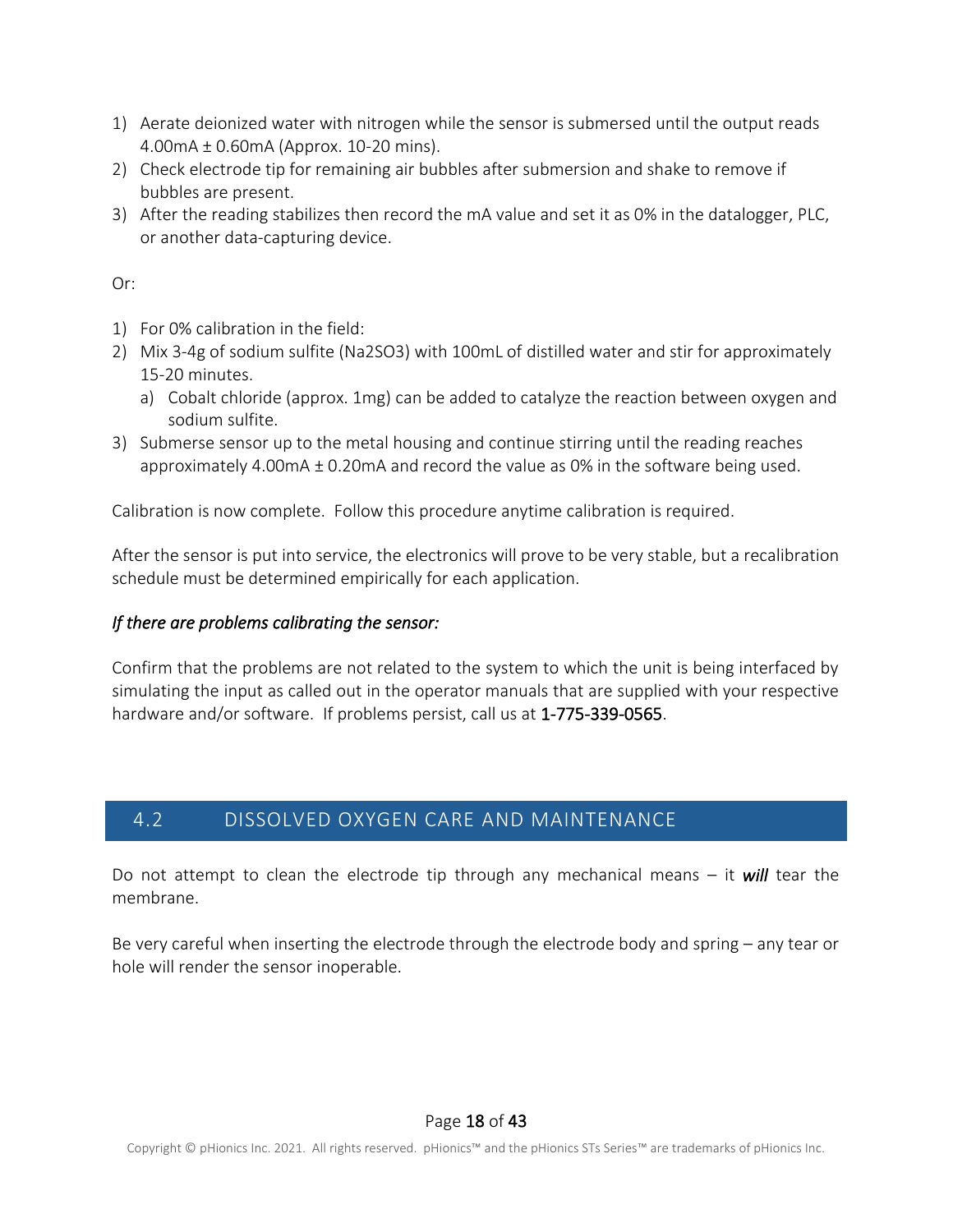1) Aerate deionized water with nitrogen while the sensor is submersed until the output reads 4.00mA ± 0.60mA (Approx. 10-20 mins).
2) Check electrode tip for remaining air bubbles after submersion and shake to remove if bubbles are present.
3) After the reading stabilizes then record the mA value and set it as 0% in the datalogger, PLC, or another data-capturing device.

Or:

1) For 0% calibration in the field:
2) Mix 3-4g of sodium sulfite ($Na_2SO_3$) with 100mL of distilled water and stir for approximately 15-20 minutes.
   a) Cobalt chloride (approx. 1mg) can be added to catalyze the reaction between oxygen and sodium sulfite.
3) Submerse sensor up to the metal housing and continue stirring until the reading reaches approximately 4.00mA ± 0.20mA and record the value as 0% in the software being used.

Calibration is now complete. Follow this procedure anytime calibration is required.

After the sensor is put into service, the electronics will prove to be very stable, but a recalibration schedule must be determined empirically for each application.

*If there are problems calibrating the sensor:*

Confirm that the problems are not related to the system to which the unit is being interfaced by simulating the input as called out in the operator manuals that are supplied with your respective hardware and/or software. If problems persist, call us at 1-775-339-0565.

## 4.2 DISSOLVED OXYGEN CARE AND MAINTENANCE

Do not attempt to clean the electrode tip through any mechanical means – it ***will*** tear the membrane.

Be very careful when inserting the electrode through the electrode body and spring – any tear or hole will render the sensor inoperable.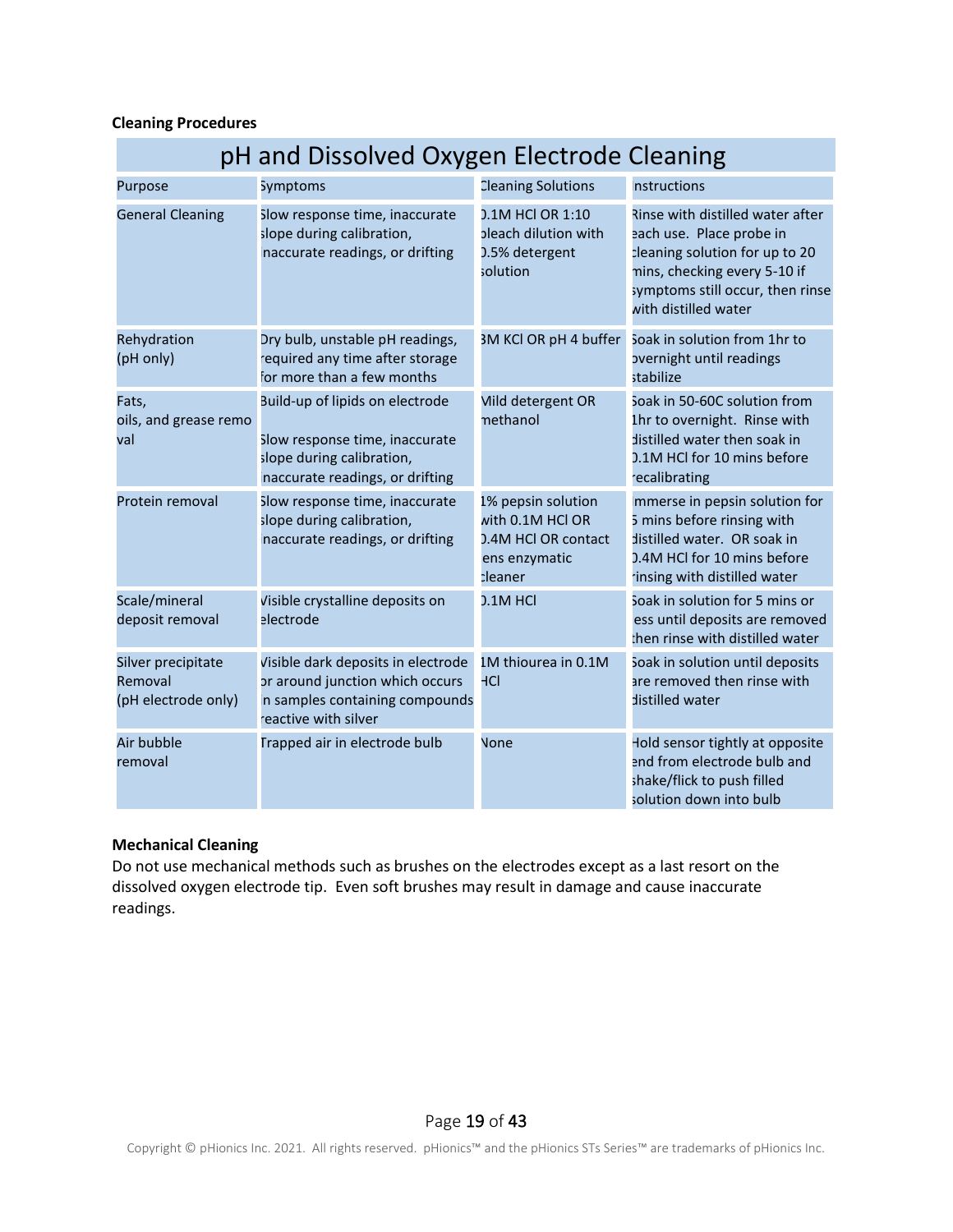**Cleaning Procedures**

| pH and Dissolved Oxygen Electrode Cleaning | | | |
|---|---|---|---|
| Purpose | Symptoms | Cleaning Solutions | Instructions |
| General Cleaning | Slow response time, inaccurate slope during calibration, inaccurate readings, or drifting | 0.1M HCl OR 1:10 bleach dilution with 0.5% detergent solution | Rinse with distilled water after each use. Place probe in cleaning solution for up to 20 mins, checking every 5-10 if symptoms still occur, then rinse with distilled water |
| Rehydration (pH only) | Dry bulb, unstable pH readings, required any time after storage for more than a few months | 3M KCl OR pH 4 buffer | Soak in solution from 1hr to overnight until readings stabilize |
| Fats, oils, and grease removal | Build-up of lipids on electrode<br><br>Slow response time, inaccurate slope during calibration, inaccurate readings, or drifting | Mild detergent OR methanol | Soak in 50-60C solution from 1hr to overnight. Rinse with distilled water then soak in 0.1M HCl for 10 mins before recalibrating |
| Protein removal | Slow response time, inaccurate slope during calibration, inaccurate readings, or drifting | 1% pepsin solution with 0.1M HCl OR 0.4M HCl OR contact lens enzymatic cleaner | Immerse in pepsin solution for 5 mins before rinsing with distilled water. OR soak in 0.4M HCl for 10 mins before rinsing with distilled water |
| Scale/mineral deposit removal | Visible crystalline deposits on electrode | 0.1M HCl | Soak in solution for 5 mins or less until deposits are removed then rinse with distilled water |
| Silver precipitate Removal (pH electrode only) | Visible dark deposits in electrode or around junction which occurs in samples containing compounds reactive with silver | 1M thiourea in 0.1M HCl | Soak in solution until deposits are removed then rinse with distilled water |
| Air bubble removal | Trapped air in electrode bulb | None | Hold sensor tightly at opposite end from electrode bulb and shake/flick to push filled solution down into bulb |

**Mechanical Cleaning**

Do not use mechanical methods such as brushes on the electrodes except as a last resort on the dissolved oxygen electrode tip. Even soft brushes may result in damage and cause inaccurate readings.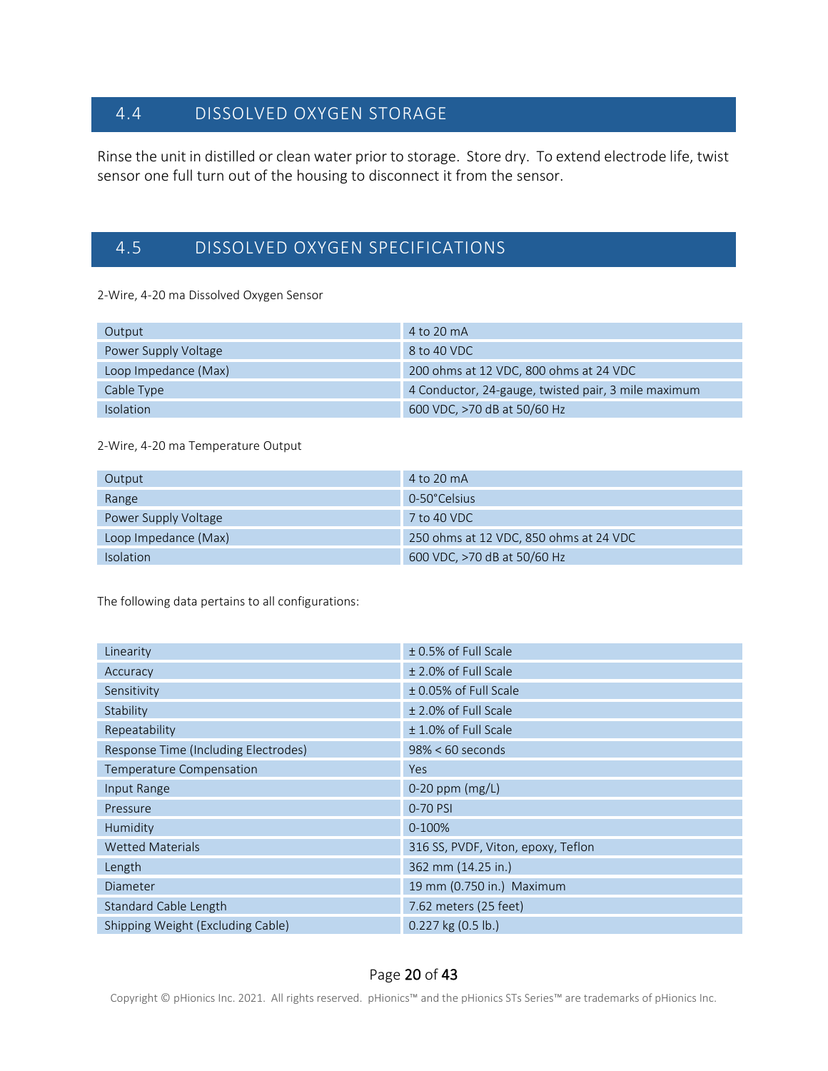## 4.4 DISSOLVED OXYGEN STORAGE

Rinse the unit in distilled or clean water prior to storage. Store dry. To extend electrode life, twist sensor one full turn out of the housing to disconnect it from the sensor.

## 4.5 DISSOLVED OXYGEN SPECIFICATIONS

2-Wire, 4-20 ma Dissolved Oxygen Sensor

| | |
|---|---|
| Output | 4 to 20 mA |
| Power Supply Voltage | 8 to 40 VDC |
| Loop Impedance (Max) | 200 ohms at 12 VDC, 800 ohms at 24 VDC |
| Cable Type | 4 Conductor, 24-gauge, twisted pair, 3 mile maximum |
| Isolation | 600 VDC, >70 dB at 50/60 Hz |

2-Wire, 4-20 ma Temperature Output

| | |
|---|---|
| Output | 4 to 20 mA |
| Range | 0-50°Celsius |
| Power Supply Voltage | 7 to 40 VDC |
| Loop Impedance (Max) | 250 ohms at 12 VDC, 850 ohms at 24 VDC |
| Isolation | 600 VDC, >70 dB at 50/60 Hz |

The following data pertains to all configurations:

| | |
|---|---|
| Linearity | ± 0.5% of Full Scale |
| Accuracy | ± 2.0% of Full Scale |
| Sensitivity | ± 0.05% of Full Scale |
| Stability | ± 2.0% of Full Scale |
| Repeatability | ± 1.0% of Full Scale |
| Response Time (Including Electrodes) | 98% < 60 seconds |
| Temperature Compensation | Yes |
| Input Range | 0-20 ppm (mg/L) |
| Pressure | 0-70 PSI |
| Humidity | 0-100% |
| Wetted Materials | 316 SS, PVDF, Viton, epoxy, Teflon |
| Length | 362 mm (14.25 in.) |
| Diameter | 19 mm (0.750 in.) Maximum |
| Standard Cable Length | 7.62 meters (25 feet) |
| Shipping Weight (Excluding Cable) | 0.227 kg (0.5 lb.) |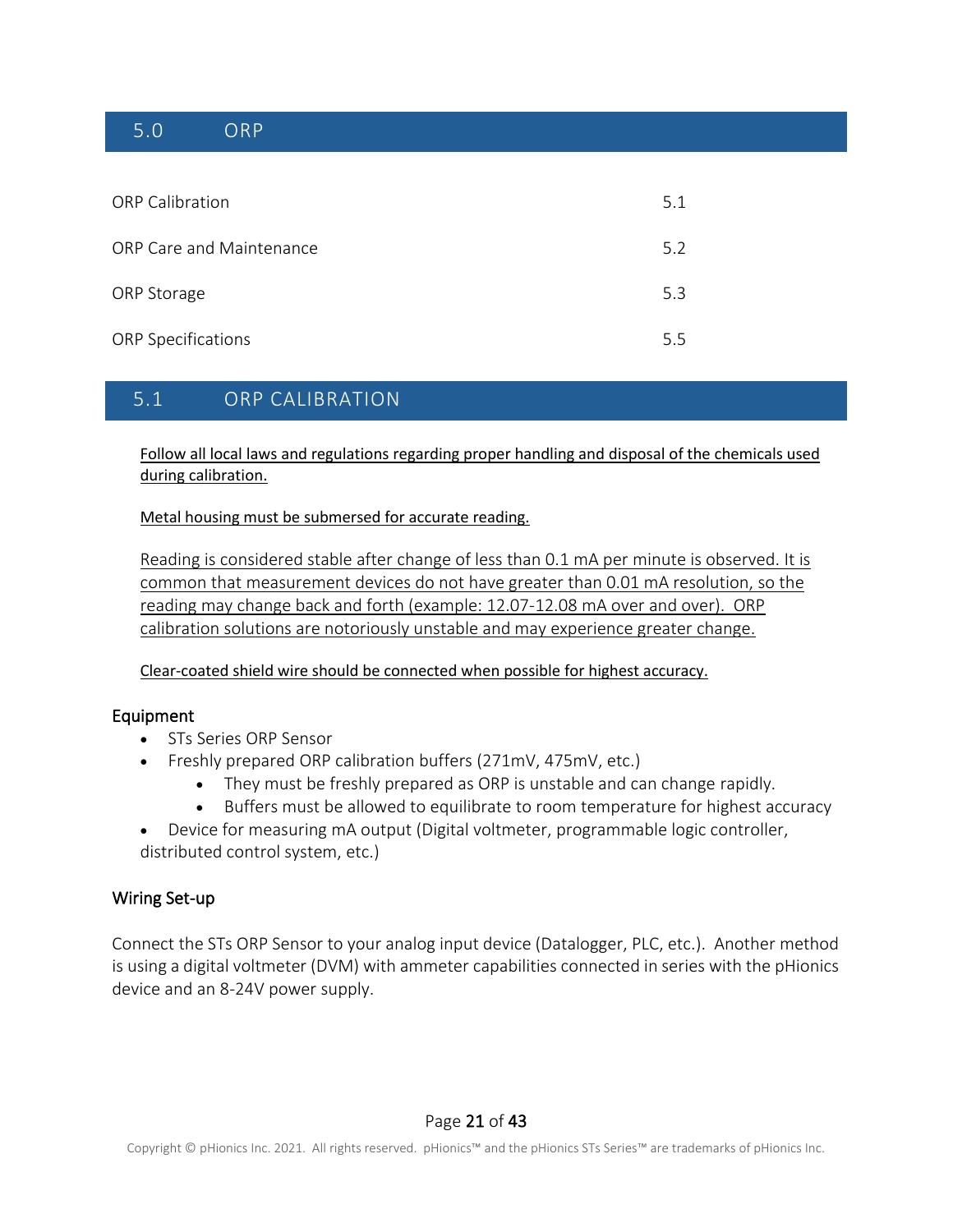## 5.0 ORP

| | |
|---|---|
| ORP Calibration | 5.1 |
| ORP Care and Maintenance | 5.2 |
| ORP Storage | 5.3 |
| ORP Specifications | 5.5 |

## 5.1 ORP CALIBRATION

Follow all local laws and regulations regarding proper handling and disposal of the chemicals used during calibration.

Metal housing must be submersed for accurate reading.

Reading is considered stable after change of less than 0.1 mA per minute is observed. It is common that measurement devices do not have greater than 0.01 mA resolution, so the reading may change back and forth (example: 12.07-12.08 mA over and over). ORP calibration solutions are notoriously unstable and may experience greater change.

Clear-coated shield wire should be connected when possible for highest accuracy.

### Equipment

- STs Series ORP Sensor
- Freshly prepared ORP calibration buffers (271mV, 475mV, etc.)
  - They must be freshly prepared as ORP is unstable and can change rapidly.
  - Buffers must be allowed to equilibrate to room temperature for highest accuracy
- Device for measuring mA output (Digital voltmeter, programmable logic controller, distributed control system, etc.)

### Wiring Set-up

Connect the STs ORP Sensor to your analog input device (Datalogger, PLC, etc.). Another method is using a digital voltmeter (DVM) with ammeter capabilities connected in series with the pHionics device and an 8-24V power supply.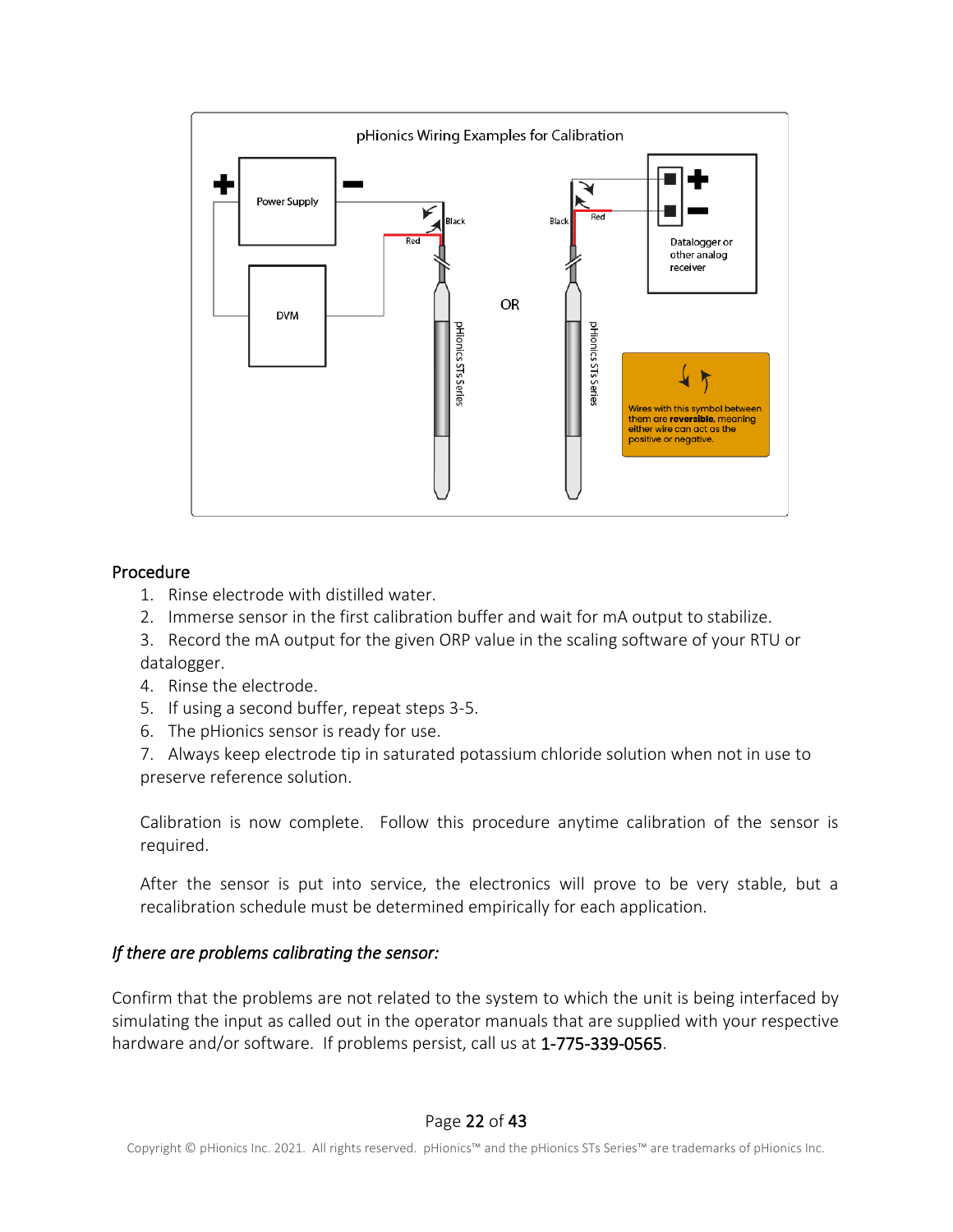pHionics Wiring Examples for Calibration

Power Supply

DVM

Black

Red

pHionics STs Series

OR

Datalogger or other analog receiver

Wires with this symbol between them are **reversible**, meaning either wire can act as the positive or negative.

## Procedure

1. Rinse electrode with distilled water.
2. Immerse sensor in the first calibration buffer and wait for mA output to stabilize.
3. Record the mA output for the given ORP value in the scaling software of your RTU or datalogger.
4. Rinse the electrode.
5. If using a second buffer, repeat steps 3-5.
6. The pHionics sensor is ready for use.
7. Always keep electrode tip in saturated potassium chloride solution when not in use to preserve reference solution.

Calibration is now complete. Follow this procedure anytime calibration of the sensor is required.

After the sensor is put into service, the electronics will prove to be very stable, but a recalibration schedule must be determined empirically for each application.

### *If there are problems calibrating the sensor:*

Confirm that the problems are not related to the system to which the unit is being interfaced by simulating the input as called out in the operator manuals that are supplied with your respective hardware and/or software. If problems persist, call us at 1-775-339-0565.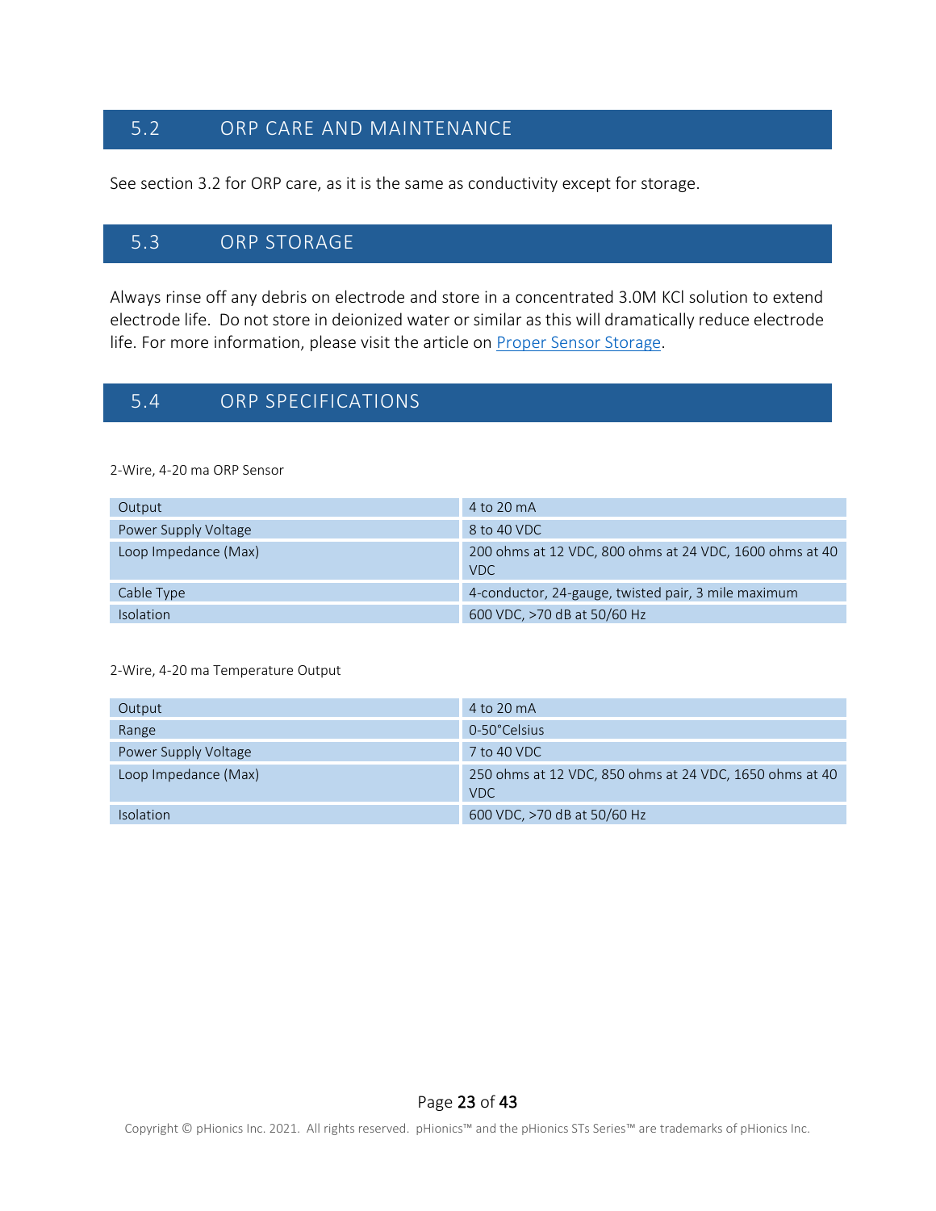## 5.2 ORP CARE AND MAINTENANCE

See section 3.2 for ORP care, as it is the same as conductivity except for storage.

## 5.3 ORP STORAGE

Always rinse off any debris on electrode and store in a concentrated 3.0M KCl solution to extend electrode life. Do not store in deionized water or similar as this will dramatically reduce electrode life. For more information, please visit the article on [Proper Sensor Storage].

## 5.4 ORP SPECIFICATIONS

2-Wire, 4-20 ma ORP Sensor

| | |
|---|---|
| Output | 4 to 20 mA |
| Power Supply Voltage | 8 to 40 VDC |
| Loop Impedance (Max) | 200 ohms at 12 VDC, 800 ohms at 24 VDC, 1600 ohms at 40 VDC |
| Cable Type | 4-conductor, 24-gauge, twisted pair, 3 mile maximum |
| Isolation | 600 VDC, >70 dB at 50/60 Hz |

2-Wire, 4-20 ma Temperature Output

| | |
|---|---|
| Output | 4 to 20 mA |
| Range | 0-50°Celsius |
| Power Supply Voltage | 7 to 40 VDC |
| Loop Impedance (Max) | 250 ohms at 12 VDC, 850 ohms at 24 VDC, 1650 ohms at 40 VDC |
| Isolation | 600 VDC, >70 dB at 50/60 Hz |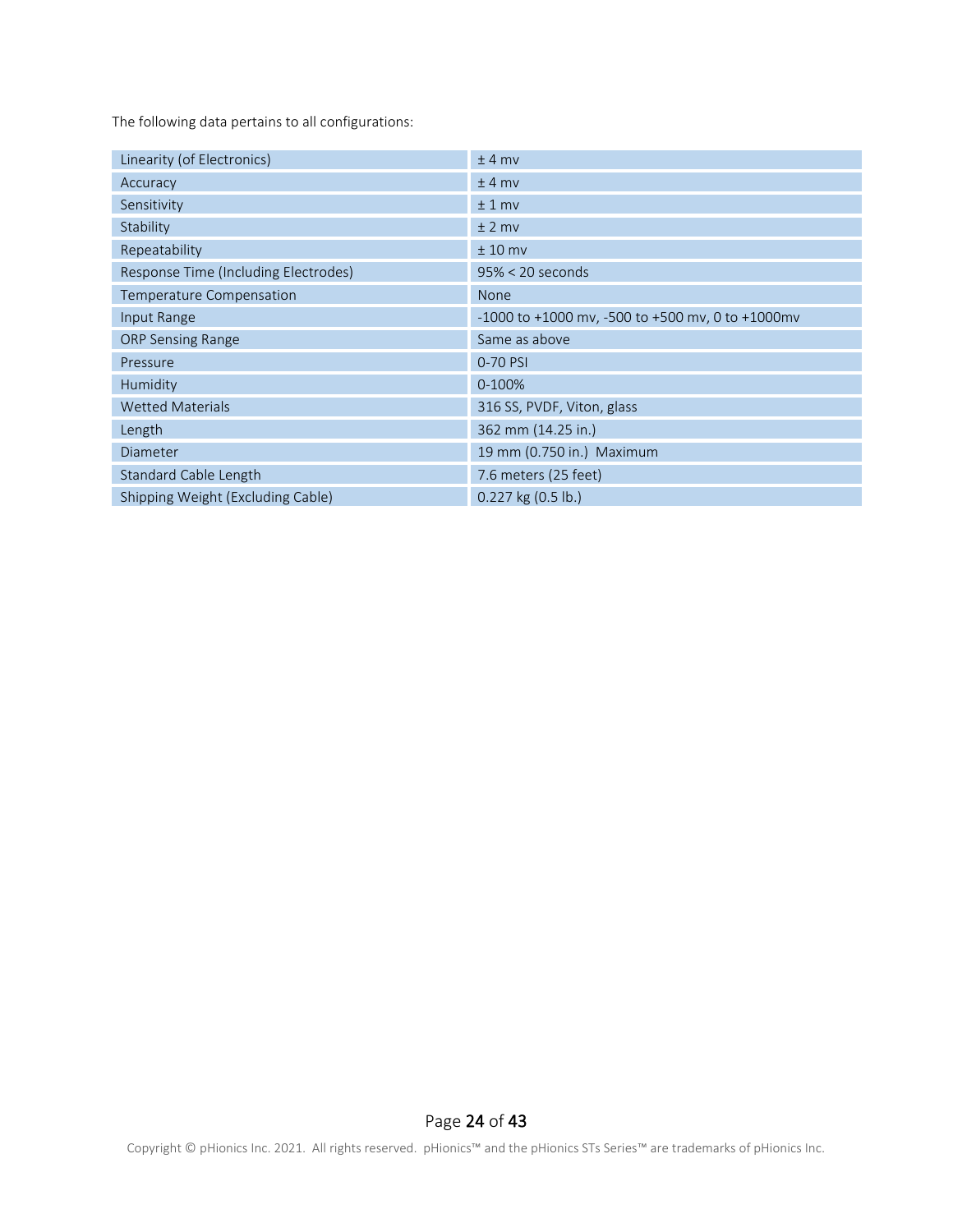The following data pertains to all configurations:

| | |
|---|---|
| Linearity (of Electronics) | ± 4 mv |
| Accuracy | ± 4 mv |
| Sensitivity | ± 1 mv |
| Stability | ± 2 mv |
| Repeatability | ± 10 mv |
| Response Time (Including Electrodes) | 95% < 20 seconds |
| Temperature Compensation | None |
| Input Range | -1000 to +1000 mv, -500 to +500 mv, 0 to +1000mv |
| ORP Sensing Range | Same as above |
| Pressure | 0-70 PSI |
| Humidity | 0-100% |
| Wetted Materials | 316 SS, PVDF, Viton, glass |
| Length | 362 mm (14.25 in.) |
| Diameter | 19 mm (0.750 in.) Maximum |
| Standard Cable Length | 7.6 meters (25 feet) |
| Shipping Weight (Excluding Cable) | 0.227 kg (0.5 lb.) |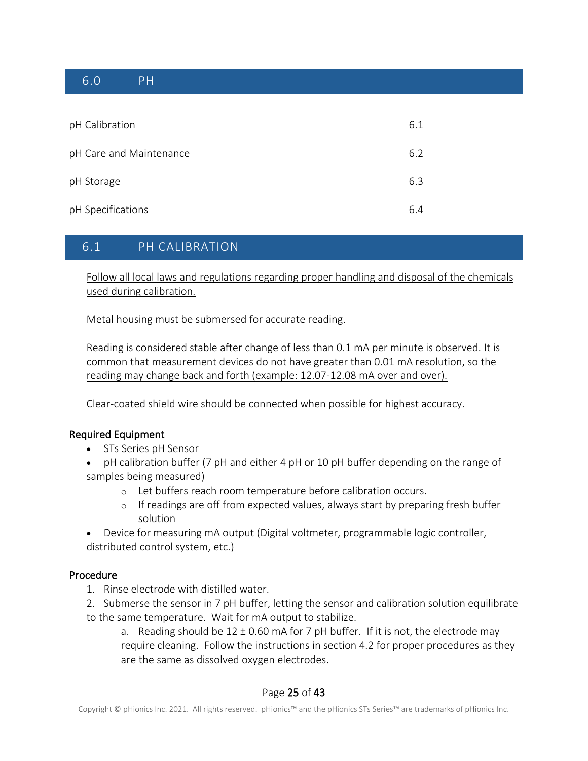## 6.0 PH

| | |
|---|---|
| pH Calibration | 6.1 |
| pH Care and Maintenance | 6.2 |
| pH Storage | 6.3 |
| pH Specifications | 6.4 |

## 6.1 PH CALIBRATION

<u>Follow all local laws and regulations regarding proper handling and disposal of the chemicals used during calibration.</u>

<u>Metal housing must be submersed for accurate reading.</u>

<u>Reading is considered stable after change of less than 0.1 mA per minute is observed. It is common that measurement devices do not have greater than 0.01 mA resolution, so the reading may change back and forth (example: 12.07-12.08 mA over and over).</u>

<u>Clear-coated shield wire should be connected when possible for highest accuracy.</u>

### Required Equipment

- STs Series pH Sensor
- pH calibration buffer (7 pH and either 4 pH or 10 pH buffer depending on the range of samples being measured)
  - Let buffers reach room temperature before calibration occurs.
  - If readings are off from expected values, always start by preparing fresh buffer solution
- Device for measuring mA output (Digital voltmeter, programmable logic controller, distributed control system, etc.)

### Procedure

1. Rinse electrode with distilled water.
2. Submerse the sensor in 7 pH buffer, letting the sensor and calibration solution equilibrate to the same temperature. Wait for mA output to stabilize.
   a. Reading should be 12 ± 0.60 mA for 7 pH buffer. If it is not, the electrode may require cleaning. Follow the instructions in section 4.2 for proper procedures as they are the same as dissolved oxygen electrodes.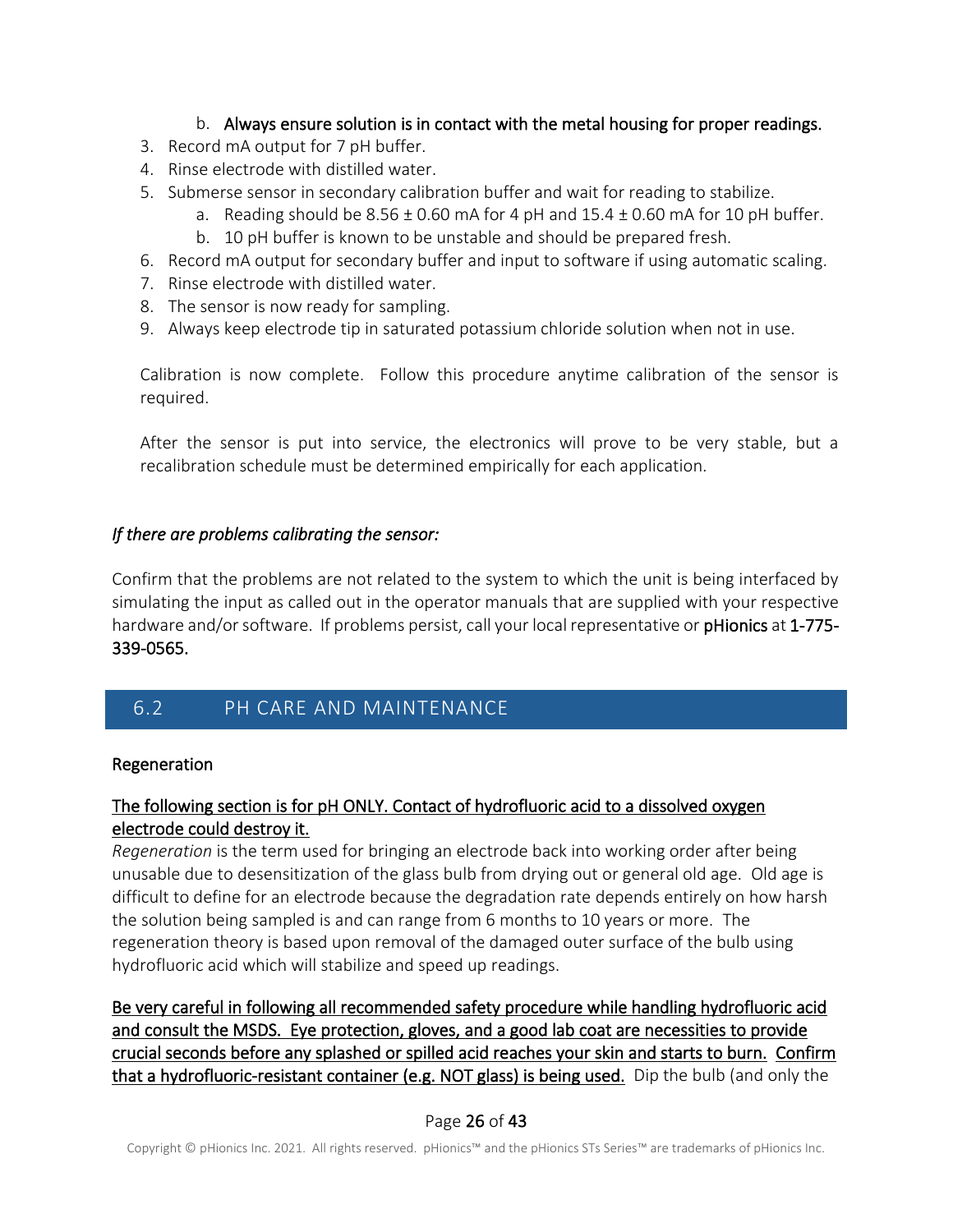b. **Always ensure solution is in contact with the metal housing for proper readings.**

3. Record mA output for 7 pH buffer.
4. Rinse electrode with distilled water.
5. Submerse sensor in secondary calibration buffer and wait for reading to stabilize.
   a. Reading should be 8.56 ± 0.60 mA for 4 pH and 15.4 ± 0.60 mA for 10 pH buffer.
   b. 10 pH buffer is known to be unstable and should be prepared fresh.
6. Record mA output for secondary buffer and input to software if using automatic scaling.
7. Rinse electrode with distilled water.
8. The sensor is now ready for sampling.
9. Always keep electrode tip in saturated potassium chloride solution when not in use.

Calibration is now complete. Follow this procedure anytime calibration of the sensor is required.

After the sensor is put into service, the electronics will prove to be very stable, but a recalibration schedule must be determined empirically for each application.

*If there are problems calibrating the sensor:*

Confirm that the problems are not related to the system to which the unit is being interfaced by simulating the input as called out in the operator manuals that are supplied with your respective hardware and/or software. If problems persist, call your local representative or **pHionics** at **1-775-339-0565.**

## 6.2 PH CARE AND MAINTENANCE

### Regeneration

<u>The following section is for pH ONLY. Contact of hydrofluoric acid to a dissolved oxygen electrode could destroy it.</u>

*Regeneration* is the term used for bringing an electrode back into working order after being unusable due to desensitization of the glass bulb from drying out or general old age. Old age is difficult to define for an electrode because the degradation rate depends entirely on how harsh the solution being sampled is and can range from 6 months to 10 years or more. The regeneration theory is based upon removal of the damaged outer surface of the bulb using hydrofluoric acid which will stabilize and speed up readings.

<u>Be very careful in following all recommended safety procedure while handling hydrofluoric acid and consult the MSDS. Eye protection, gloves, and a good lab coat are necessities to provide crucial seconds before any splashed or spilled acid reaches your skin and starts to burn.</u> <u>Confirm that a hydrofluoric-resistant container (e.g. NOT glass) is being used.</u> Dip the bulb (and only the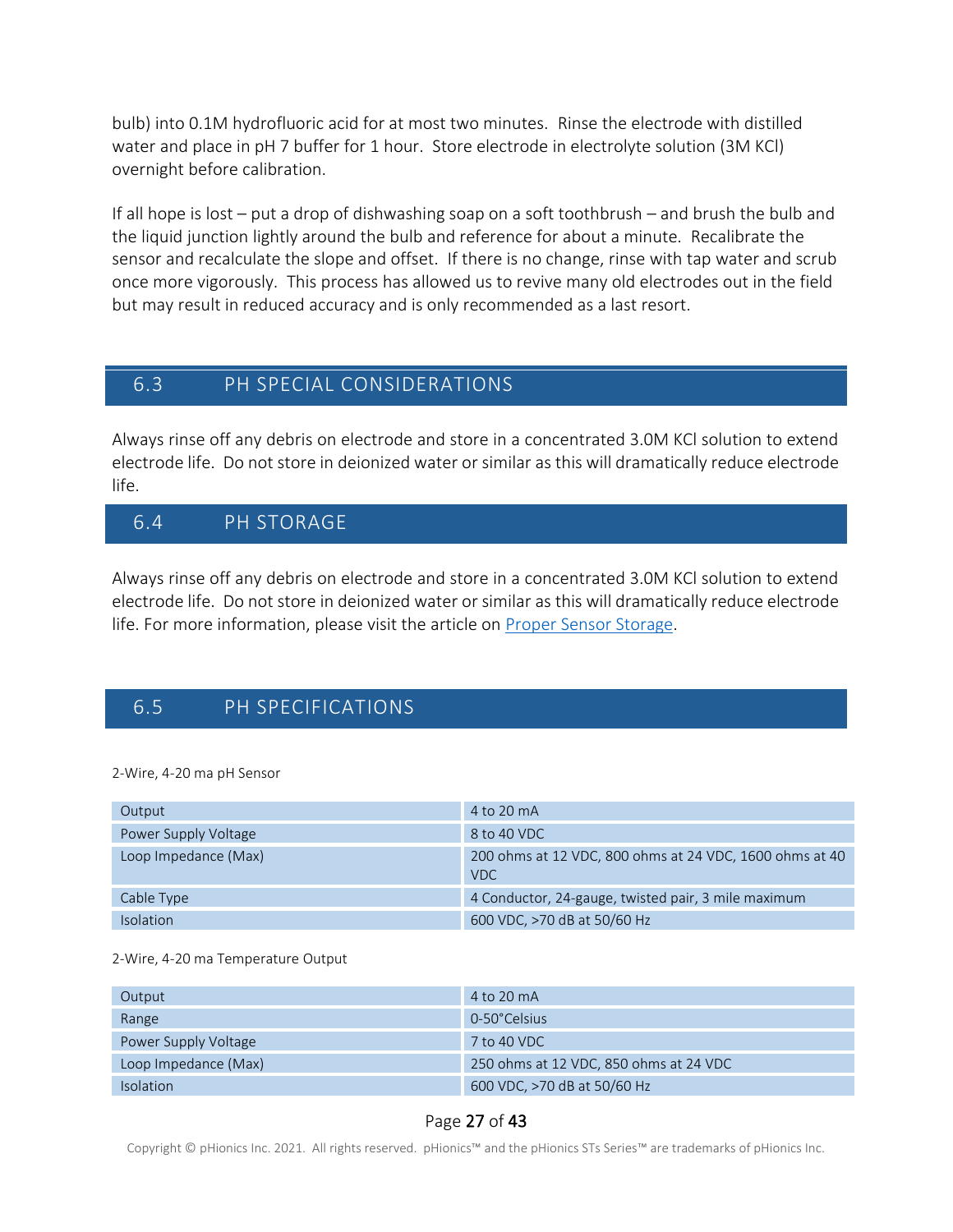bulb) into 0.1M hydrofluoric acid for at most two minutes. Rinse the electrode with distilled water and place in pH 7 buffer for 1 hour. Store electrode in electrolyte solution (3M KCl) overnight before calibration.

If all hope is lost – put a drop of dishwashing soap on a soft toothbrush – and brush the bulb and the liquid junction lightly around the bulb and reference for about a minute. Recalibrate the sensor and recalculate the slope and offset. If there is no change, rinse with tap water and scrub once more vigorously. This process has allowed us to revive many old electrodes out in the field but may result in reduced accuracy and is only recommended as a last resort.

## 6.3 PH SPECIAL CONSIDERATIONS

Always rinse off any debris on electrode and store in a concentrated 3.0M KCl solution to extend electrode life. Do not store in deionized water or similar as this will dramatically reduce electrode life.

## 6.4 PH STORAGE

Always rinse off any debris on electrode and store in a concentrated 3.0M KCl solution to extend electrode life. Do not store in deionized water or similar as this will dramatically reduce electrode life. For more information, please visit the article on [Proper Sensor Storage](Proper Sensor Storage).

## 6.5 PH SPECIFICATIONS

2-Wire, 4-20 ma pH Sensor

| | |
|---|---|
| Output | 4 to 20 mA |
| Power Supply Voltage | 8 to 40 VDC |
| Loop Impedance (Max) | 200 ohms at 12 VDC, 800 ohms at 24 VDC, 1600 ohms at 40 VDC |
| Cable Type | 4 Conductor, 24-gauge, twisted pair, 3 mile maximum |
| Isolation | 600 VDC, >70 dB at 50/60 Hz |

2-Wire, 4-20 ma Temperature Output

| | |
|---|---|
| Output | 4 to 20 mA |
| Range | 0-50°Celsius |
| Power Supply Voltage | 7 to 40 VDC |
| Loop Impedance (Max) | 250 ohms at 12 VDC, 850 ohms at 24 VDC |
| Isolation | 600 VDC, >70 dB at 50/60 Hz |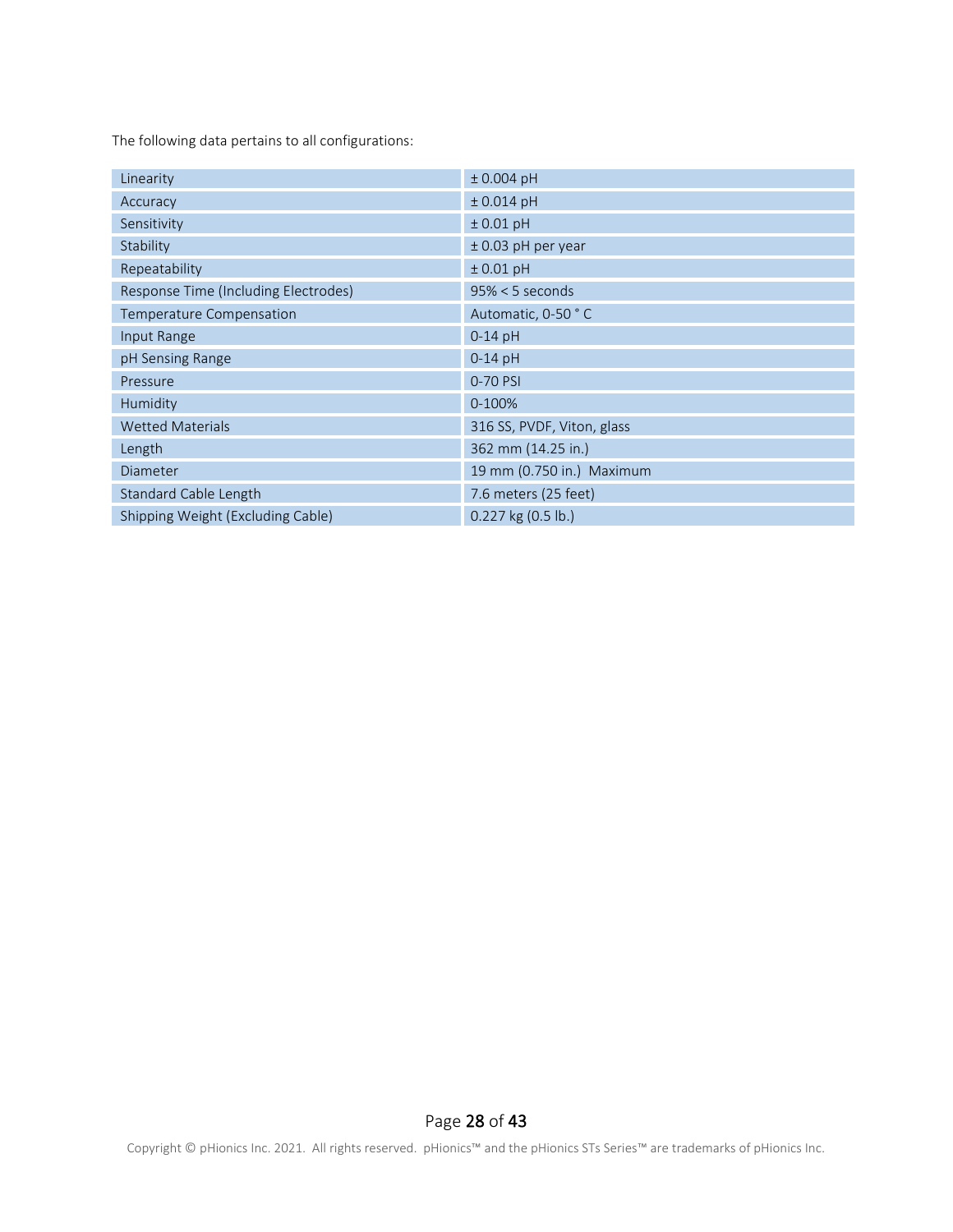The following data pertains to all configurations:

| | |
|---|---|
| Linearity | ± 0.004 pH |
| Accuracy | ± 0.014 pH |
| Sensitivity | ± 0.01 pH |
| Stability | ± 0.03 pH per year |
| Repeatability | ± 0.01 pH |
| Response Time (Including Electrodes) | 95% < 5 seconds |
| Temperature Compensation | Automatic, 0-50 ° C |
| Input Range | 0-14 pH |
| pH Sensing Range | 0-14 pH |
| Pressure | 0-70 PSI |
| Humidity | 0-100% |
| Wetted Materials | 316 SS, PVDF, Viton, glass |
| Length | 362 mm (14.25 in.) |
| Diameter | 19 mm (0.750 in.) Maximum |
| Standard Cable Length | 7.6 meters (25 feet) |
| Shipping Weight (Excluding Cable) | 0.227 kg (0.5 lb.) |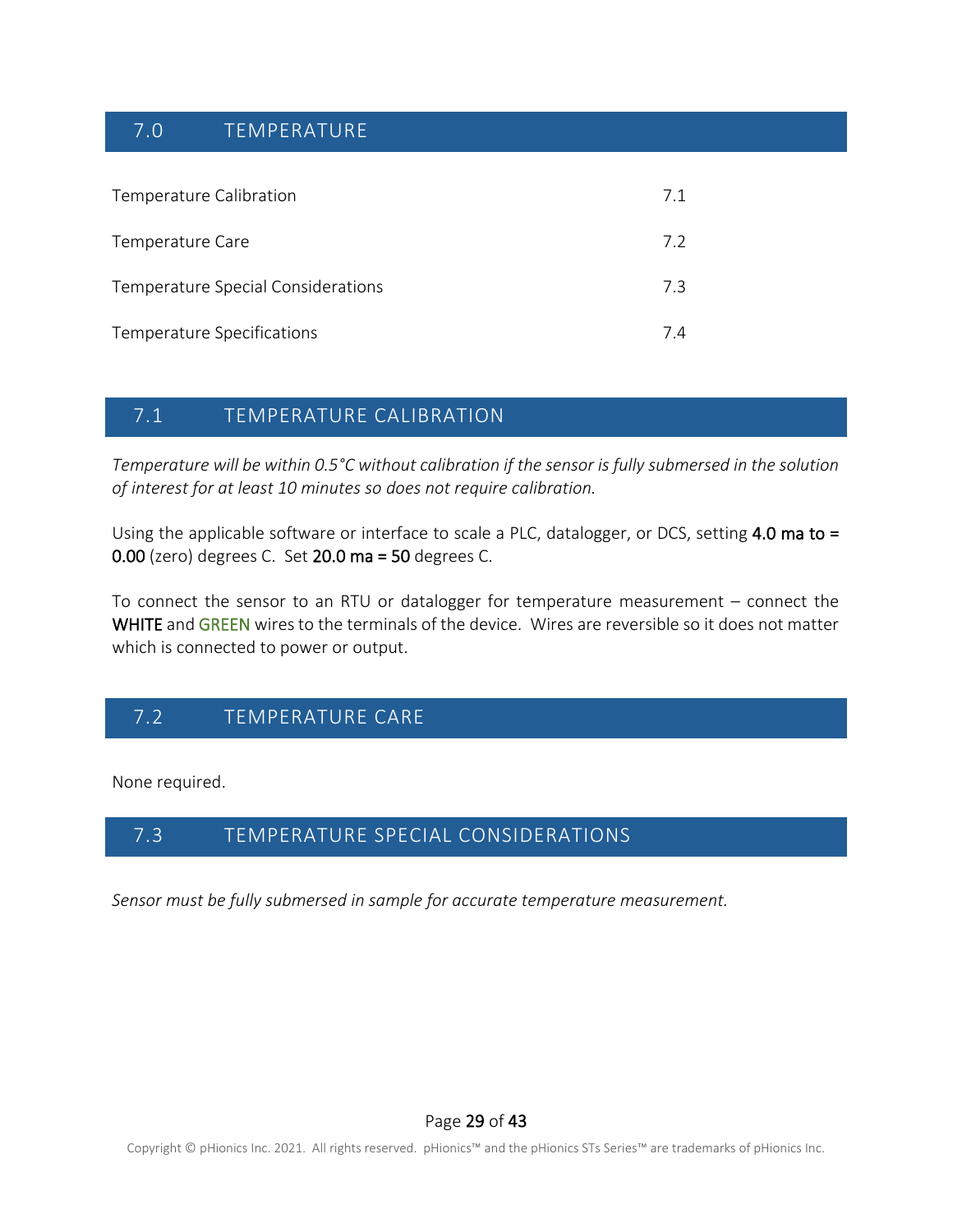## 7.0 TEMPERATURE

| | |
|---|---|
| Temperature Calibration | 7.1 |
| Temperature Care | 7.2 |
| Temperature Special Considerations | 7.3 |
| Temperature Specifications | 7.4 |

## 7.1 TEMPERATURE CALIBRATION

*Temperature will be within 0.5°C without calibration if the sensor is fully submersed in the solution of interest for at least 10 minutes so does not require calibration.*

Using the applicable software or interface to scale a PLC, datalogger, or DCS, setting **4.0 ma to = 0.00** (zero) degrees C. Set **20.0 ma = 50** degrees C.

To connect the sensor to an RTU or datalogger for temperature measurement – connect the **WHITE** and **GREEN** wires to the terminals of the device. Wires are reversible so it does not matter which is connected to power or output.

## 7.2 TEMPERATURE CARE

None required.

## 7.3 TEMPERATURE SPECIAL CONSIDERATIONS

*Sensor must be fully submersed in sample for accurate temperature measurement.*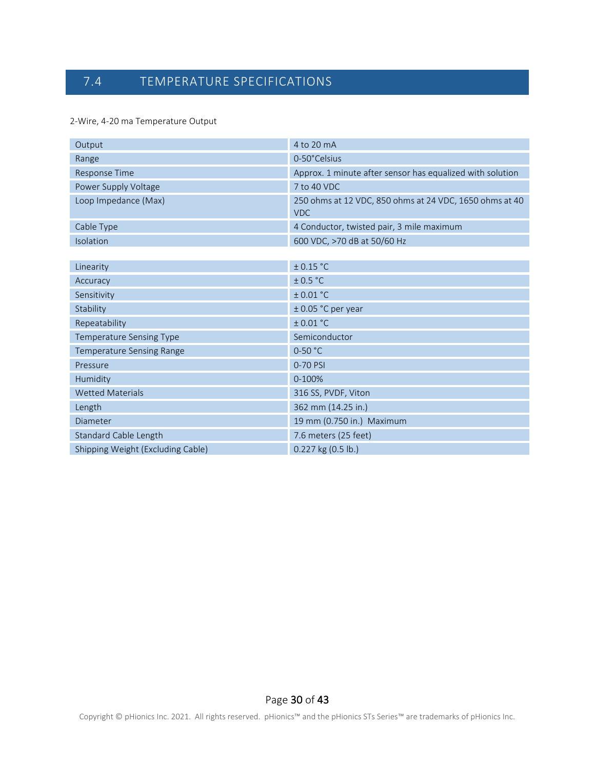## 7.4 TEMPERATURE SPECIFICATIONS

2-Wire, 4-20 ma Temperature Output

| | |
|---|---|
| Output | 4 to 20 mA |
| Range | 0-50°Celsius |
| Response Time | Approx. 1 minute after sensor has equalized with solution |
| Power Supply Voltage | 7 to 40 VDC |
| Loop Impedance (Max) | 250 ohms at 12 VDC, 850 ohms at 24 VDC, 1650 ohms at 40 VDC |
| Cable Type | 4 Conductor, twisted pair, 3 mile maximum |
| Isolation | 600 VDC, >70 dB at 50/60 Hz |

| | |
|---|---|
| Linearity | ± 0.15 °C |
| Accuracy | ± 0.5 °C |
| Sensitivity | ± 0.01 °C |
| Stability | ± 0.05 °C per year |
| Repeatability | ± 0.01 °C |
| Temperature Sensing Type | Semiconductor |
| Temperature Sensing Range | 0-50 °C |
| Pressure | 0-70 PSI |
| Humidity | 0-100% |
| Wetted Materials | 316 SS, PVDF, Viton |
| Length | 362 mm (14.25 in.) |
| Diameter | 19 mm (0.750 in.) Maximum |
| Standard Cable Length | 7.6 meters (25 feet) |
| Shipping Weight (Excluding Cable) | 0.227 kg (0.5 lb.) |

Copyright © pHionics Inc. 2021. All rights reserved. pHionics™ and the pHionics STs Series™ are trademarks of pHionics Inc.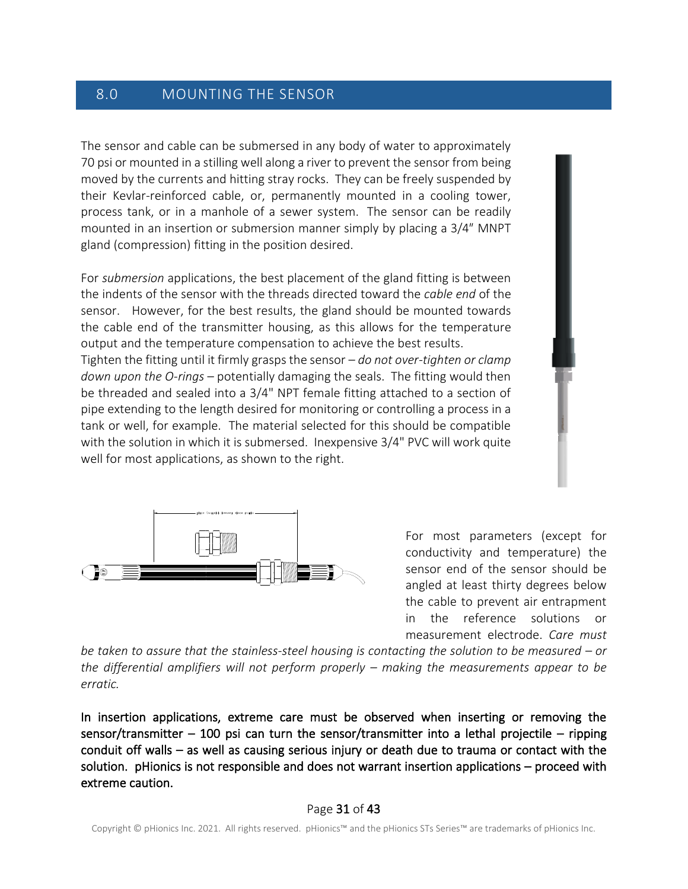## 8.0 MOUNTING THE SENSOR

The sensor and cable can be submersed in any body of water to approximately 70 psi or mounted in a stilling well along a river to prevent the sensor from being moved by the currents and hitting stray rocks. They can be freely suspended by their Kevlar-reinforced cable, or, permanently mounted in a cooling tower, process tank, or in a manhole of a sewer system. The sensor can be readily mounted in an insertion or submersion manner simply by placing a 3/4″ MNPT gland (compression) fitting in the position desired.

For *submersion* applications, the best placement of the gland fitting is between the indents of the sensor with the threads directed toward the *cable end* of the sensor. However, for the best results, the gland should be mounted towards the cable end of the transmitter housing, as this allows for the temperature output and the temperature compensation to achieve the best results.
Tighten the fitting until it firmly grasps the sensor – *do not over-tighten or clamp down upon the O-rings* – potentially damaging the seals. The fitting would then be threaded and sealed into a 3/4" NPT female fitting attached to a section of pipe extending to the length desired for monitoring or controlling a process in a tank or well, for example. The material selected for this should be compatible with the solution in which it is submersed. Inexpensive 3/4" PVC will work quite well for most applications, as shown to the right.

For most parameters (except for conductivity and temperature) the sensor end of the sensor should be angled at least thirty degrees below the cable to prevent air entrapment in the reference solutions or measurement electrode. *Care must be taken to assure that the stainless-steel housing is contacting the solution to be measured – or the differential amplifiers will not perform properly – making the measurements appear to be erratic.*

**In insertion applications, extreme care must be observed when inserting or removing the sensor/transmitter – 100 psi can turn the sensor/transmitter into a lethal projectile – ripping conduit off walls – as well as causing serious injury or death due to trauma or contact with the solution. pHionics is not responsible and does not warrant insertion applications – proceed with extreme caution.**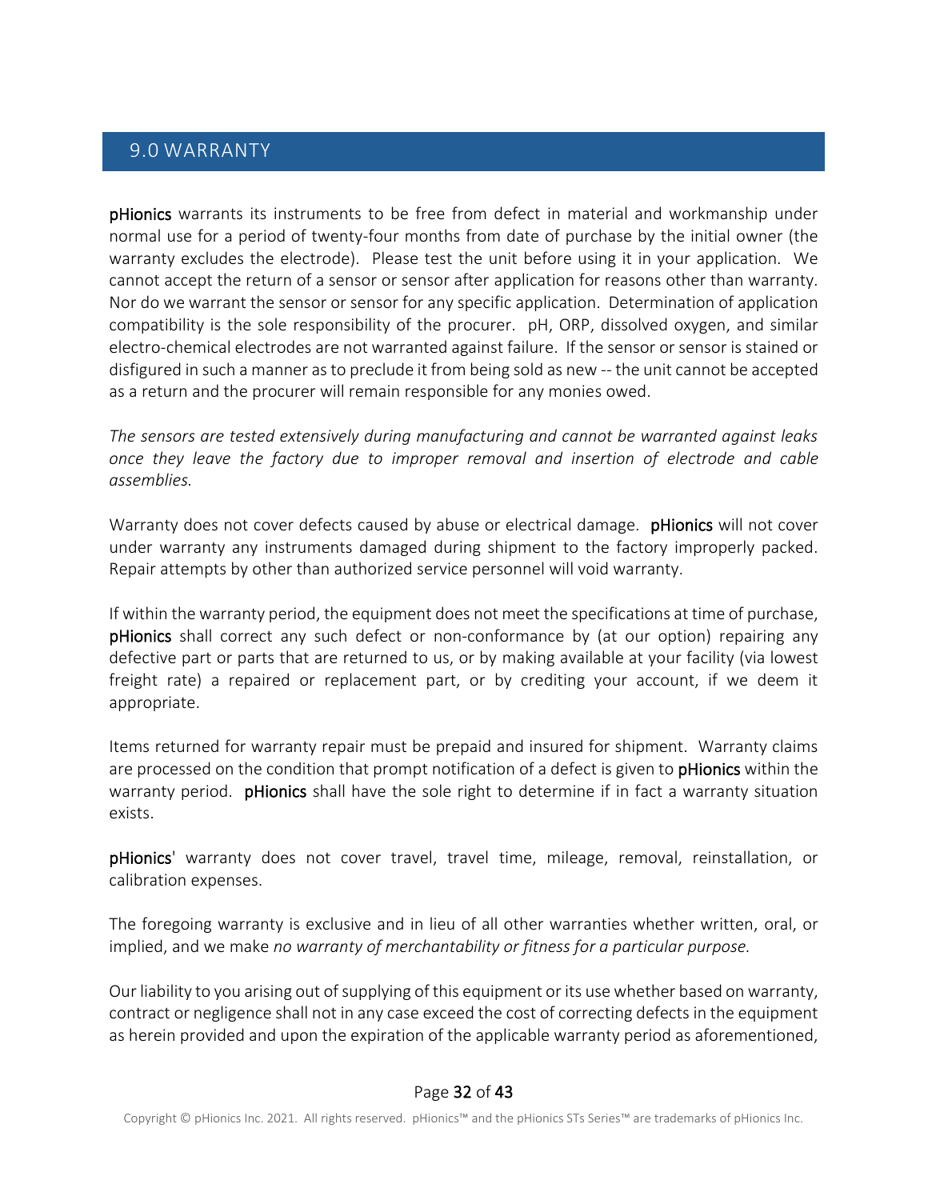## 9.0 WARRANTY

**pHionics** warrants its instruments to be free from defect in material and workmanship under normal use for a period of twenty-four months from date of purchase by the initial owner (the warranty excludes the electrode). Please test the unit before using it in your application. We cannot accept the return of a sensor or sensor after application for reasons other than warranty. Nor do we warrant the sensor or sensor for any specific application. Determination of application compatibility is the sole responsibility of the procurer. pH, ORP, dissolved oxygen, and similar electro-chemical electrodes are not warranted against failure. If the sensor or sensor is stained or disfigured in such a manner as to preclude it from being sold as new -- the unit cannot be accepted as a return and the procurer will remain responsible for any monies owed.

*The sensors are tested extensively during manufacturing and cannot be warranted against leaks once they leave the factory due to improper removal and insertion of electrode and cable assemblies.*

Warranty does not cover defects caused by abuse or electrical damage. **pHionics** will not cover under warranty any instruments damaged during shipment to the factory improperly packed. Repair attempts by other than authorized service personnel will void warranty.

If within the warranty period, the equipment does not meet the specifications at time of purchase, **pHionics** shall correct any such defect or non-conformance by (at our option) repairing any defective part or parts that are returned to us, or by making available at your facility (via lowest freight rate) a repaired or replacement part, or by crediting your account, if we deem it appropriate.

Items returned for warranty repair must be prepaid and insured for shipment. Warranty claims are processed on the condition that prompt notification of a defect is given to **pHionics** within the warranty period. **pHionics** shall have the sole right to determine if in fact a warranty situation exists.

**pHionics**' warranty does not cover travel, travel time, mileage, removal, reinstallation, or calibration expenses.

The foregoing warranty is exclusive and in lieu of all other warranties whether written, oral, or implied, and we make *no warranty of merchantability or fitness for a particular purpose.*

Our liability to you arising out of supplying of this equipment or its use whether based on warranty, contract or negligence shall not in any case exceed the cost of correcting defects in the equipment as herein provided and upon the expiration of the applicable warranty period as aforementioned,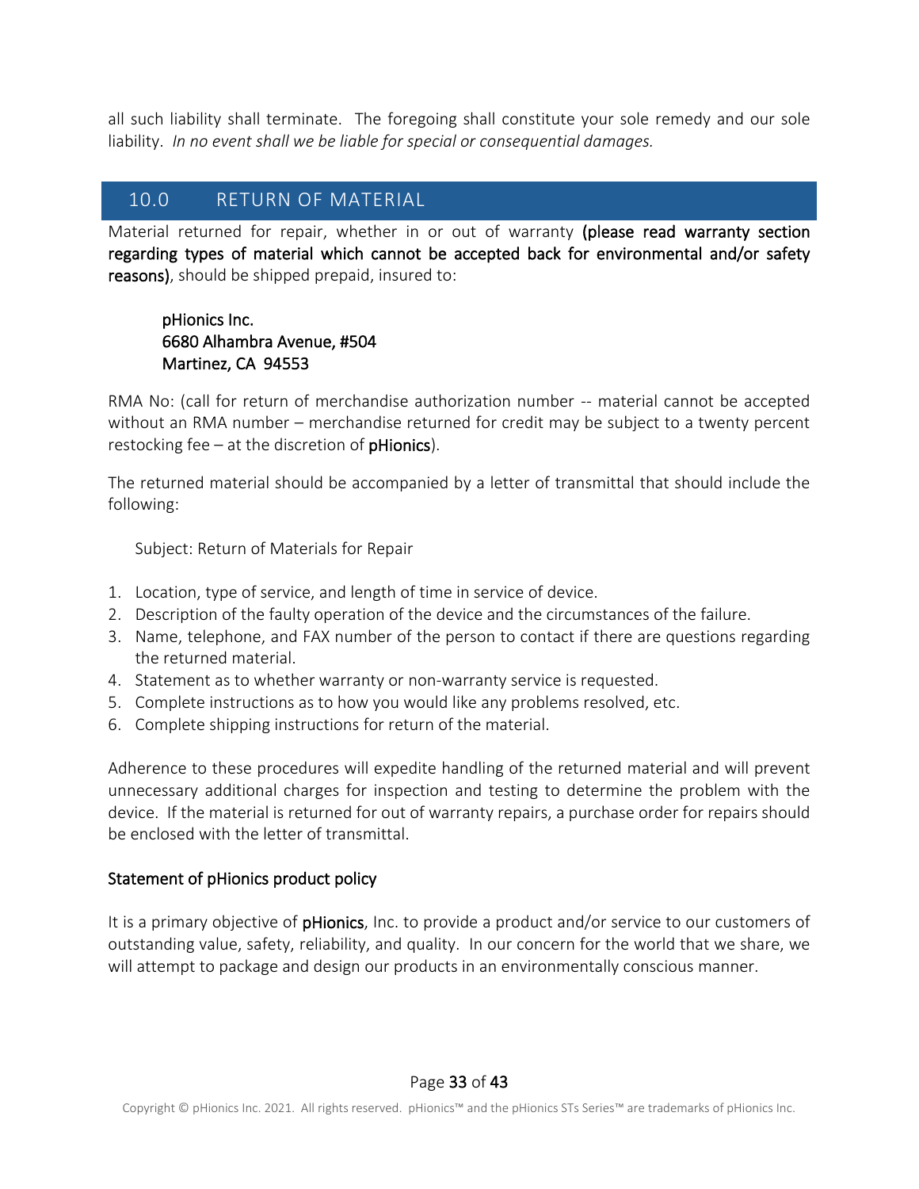all such liability shall terminate.  The foregoing shall constitute your sole remedy and our sole liability.  *In no event shall we be liable for special or consequential damages.*

## 10.0 RETURN OF MATERIAL

Material returned for repair, whether in or out of warranty **(please read warranty section regarding types of material which cannot be accepted back for environmental and/or safety reasons)**, should be shipped prepaid, insured to:

> pHionics Inc.
> 6680 Alhambra Avenue, #504
> Martinez, CA  94553

RMA No: (call for return of merchandise authorization number -- material cannot be accepted without an RMA number – merchandise returned for credit may be subject to a twenty percent restocking fee – at the discretion of pHionics).

The returned material should be accompanied by a letter of transmittal that should include the following:

Subject: Return of Materials for Repair

1. Location, type of service, and length of time in service of device.
2. Description of the faulty operation of the device and the circumstances of the failure.
3. Name, telephone, and FAX number of the person to contact if there are questions regarding the returned material.
4. Statement as to whether warranty or non-warranty service is requested.
5. Complete instructions as to how you would like any problems resolved, etc.
6. Complete shipping instructions for return of the material.

Adherence to these procedures will expedite handling of the returned material and will prevent unnecessary additional charges for inspection and testing to determine the problem with the device.  If the material is returned for out of warranty repairs, a purchase order for repairs should be enclosed with the letter of transmittal.

### Statement of pHionics product policy

It is a primary objective of pHionics, Inc. to provide a product and/or service to our customers of outstanding value, safety, reliability, and quality.  In our concern for the world that we share, we will attempt to package and design our products in an environmentally conscious manner.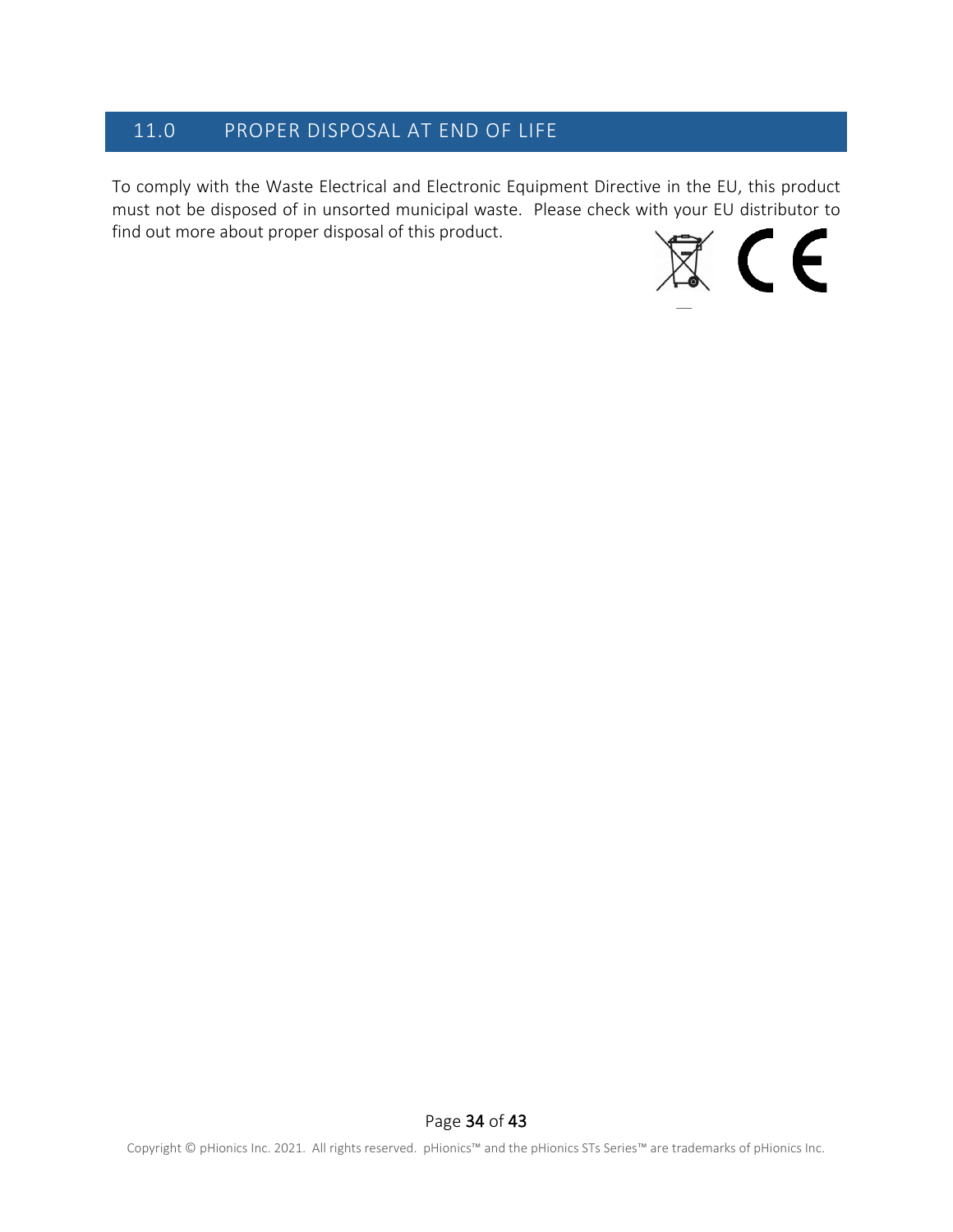## 11.0 PROPER DISPOSAL AT END OF LIFE

To comply with the Waste Electrical and Electronic Equipment Directive in the EU, this product must not be disposed of in unsorted municipal waste. Please check with your EU distributor to find out more about proper disposal of this product.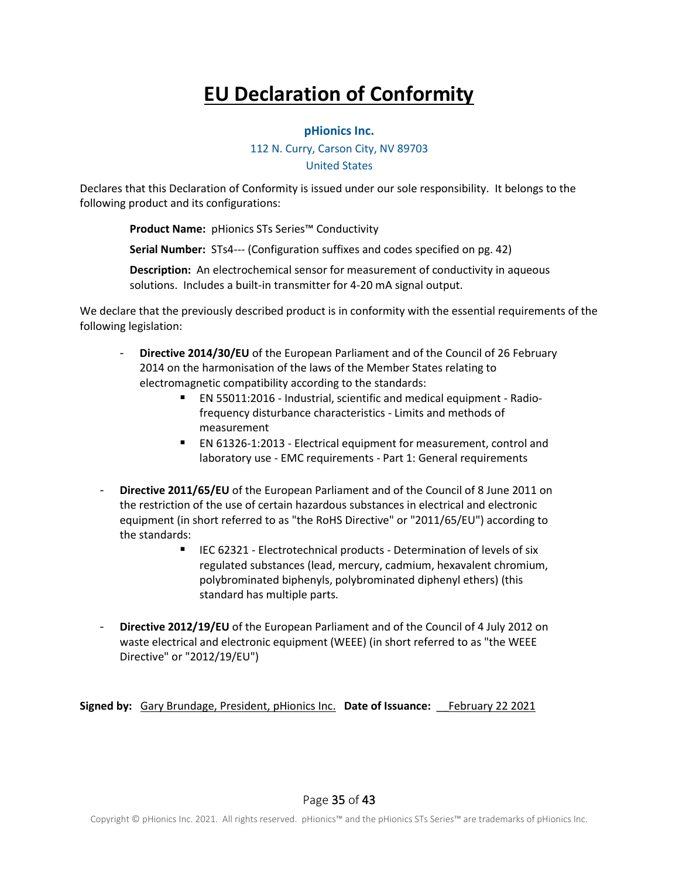# EU Declaration of Conformity

**pHionics Inc.**

112 N. Curry, Carson City, NV 89703

United States

Declares that this Declaration of Conformity is issued under our sole responsibility. It belongs to the following product and its configurations:

**Product Name:** pHionics STs Series™ Conductivity

**Serial Number:** STs4--- (Configuration suffixes and codes specified on pg. 42)

**Description:** An electrochemical sensor for measurement of conductivity in aqueous solutions. Includes a built-in transmitter for 4-20 mA signal output.

We declare that the previously described product is in conformity with the essential requirements of the following legislation:

- **Directive 2014/30/EU** of the European Parliament and of the Council of 26 February 2014 on the harmonisation of the laws of the Member States relating to electromagnetic compatibility according to the standards:
  - EN 55011:2016 - Industrial, scientific and medical equipment - Radio-frequency disturbance characteristics - Limits and methods of measurement
  - EN 61326-1:2013 - Electrical equipment for measurement, control and laboratory use - EMC requirements - Part 1: General requirements
- **Directive 2011/65/EU** of the European Parliament and of the Council of 8 June 2011 on the restriction of the use of certain hazardous substances in electrical and electronic equipment (in short referred to as "the RoHS Directive" or "2011/65/EU") according to the standards:
  - IEC 62321 - Electrotechnical products - Determination of levels of six regulated substances (lead, mercury, cadmium, hexavalent chromium, polybrominated biphenyls, polybrominated diphenyl ethers) (this standard has multiple parts.
- **Directive 2012/19/EU** of the European Parliament and of the Council of 4 July 2012 on waste electrical and electronic equipment (WEEE) (in short referred to as "the WEEE Directive" or "2012/19/EU")

**Signed by:** Gary Brundage, President, pHionics Inc. **Date of Issuance:** February 22 2021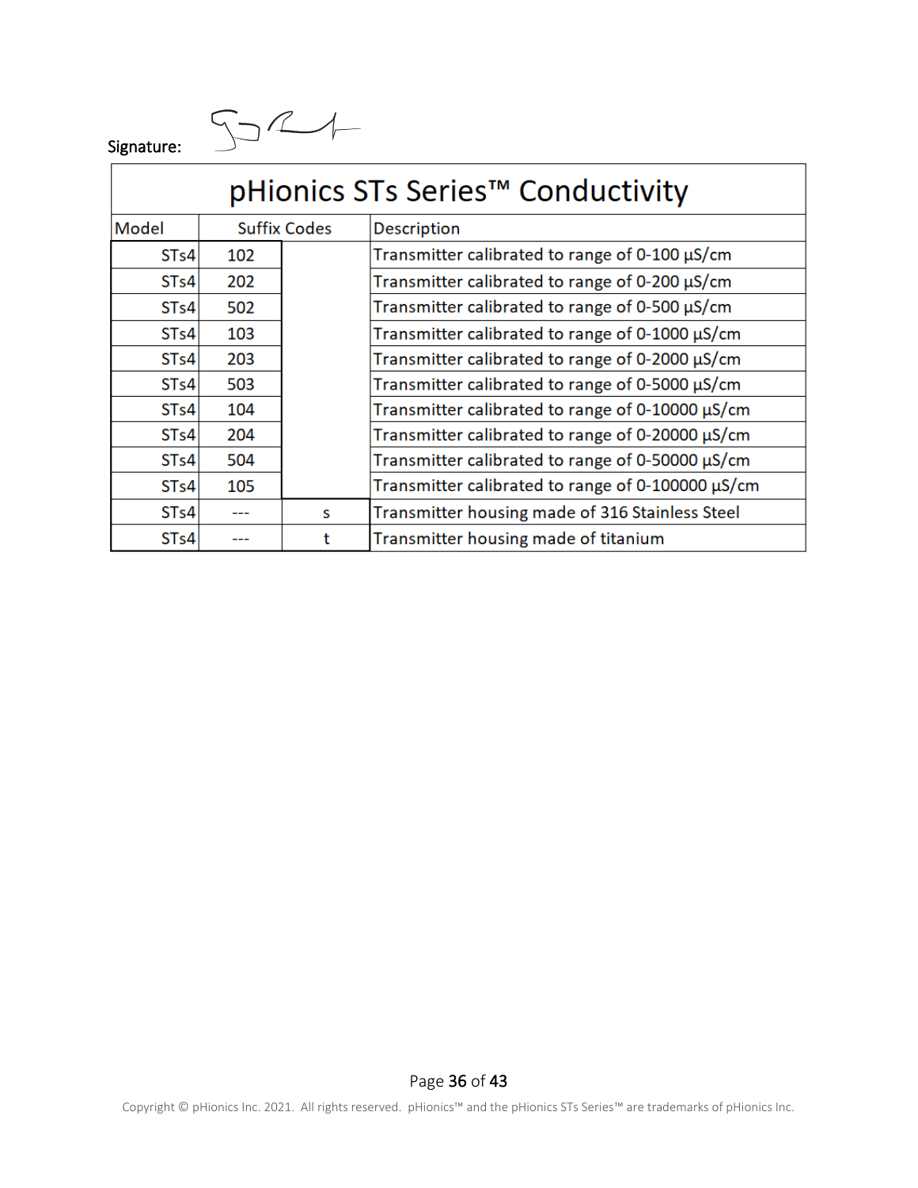Signature:

| pHionics STs Series™ Conductivity | | | |
|---|---|---|---|
| Model | Suffix Codes | | Description |
| STs4 | 102 | | Transmitter calibrated to range of 0-100 µS/cm |
| STs4 | 202 | | Transmitter calibrated to range of 0-200 µS/cm |
| STs4 | 502 | | Transmitter calibrated to range of 0-500 µS/cm |
| STs4 | 103 | | Transmitter calibrated to range of 0-1000 µS/cm |
| STs4 | 203 | | Transmitter calibrated to range of 0-2000 µS/cm |
| STs4 | 503 | | Transmitter calibrated to range of 0-5000 µS/cm |
| STs4 | 104 | | Transmitter calibrated to range of 0-10000 µS/cm |
| STs4 | 204 | | Transmitter calibrated to range of 0-20000 µS/cm |
| STs4 | 504 | | Transmitter calibrated to range of 0-50000 µS/cm |
| STs4 | 105 | | Transmitter calibrated to range of 0-100000 µS/cm |
| STs4 | --- | s | Transmitter housing made of 316 Stainless Steel |
| STs4 | --- | t | Transmitter housing made of titanium |

Copyright © pHionics Inc. 2021. All rights reserved. pHionics™ and the pHionics STs Series™ are trademarks of pHionics Inc.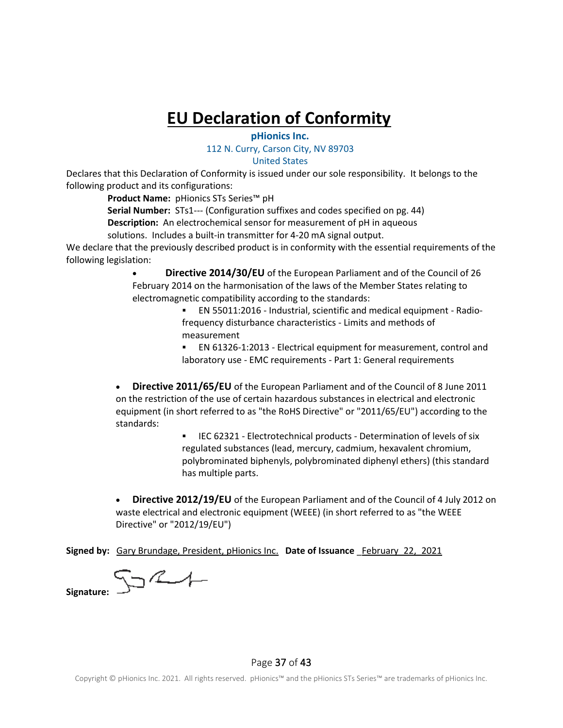# EU Declaration of Conformity

**pHionics Inc.**

112 N. Curry, Carson City, NV 89703

United States

Declares that this Declaration of Conformity is issued under our sole responsibility. It belongs to the following product and its configurations:

**Product Name:** pHionics STs Series™ pH

**Serial Number:** STs1--- (Configuration suffixes and codes specified on pg. 44)

**Description:** An electrochemical sensor for measurement of pH in aqueous solutions. Includes a built-in transmitter for 4-20 mA signal output.

We declare that the previously described product is in conformity with the essential requirements of the following legislation:

- **Directive 2014/30/EU** of the European Parliament and of the Council of 26 February 2014 on the harmonisation of the laws of the Member States relating to electromagnetic compatibility according to the standards:
  - EN 55011:2016 - Industrial, scientific and medical equipment - Radio-frequency disturbance characteristics - Limits and methods of measurement
  - EN 61326-1:2013 - Electrical equipment for measurement, control and laboratory use - EMC requirements - Part 1: General requirements

- **Directive 2011/65/EU** of the European Parliament and of the Council of 8 June 2011 on the restriction of the use of certain hazardous substances in electrical and electronic equipment (in short referred to as "the RoHS Directive" or "2011/65/EU") according to the standards:
  - IEC 62321 - Electrotechnical products - Determination of levels of six regulated substances (lead, mercury, cadmium, hexavalent chromium, polybrominated biphenyls, polybrominated diphenyl ethers) (this standard has multiple parts.

- **Directive 2012/19/EU** of the European Parliament and of the Council of 4 July 2012 on waste electrical and electronic equipment (WEEE) (in short referred to as "the WEEE Directive" or "2012/19/EU")

**Signed by:** Gary Brundage, President, pHionics Inc. **Date of Issuance** February 22, 2021

**Signature:**

Copyright © pHionics Inc. 2021. All rights reserved. pHionics™ and the pHionics STs Series™ are trademarks of pHionics Inc.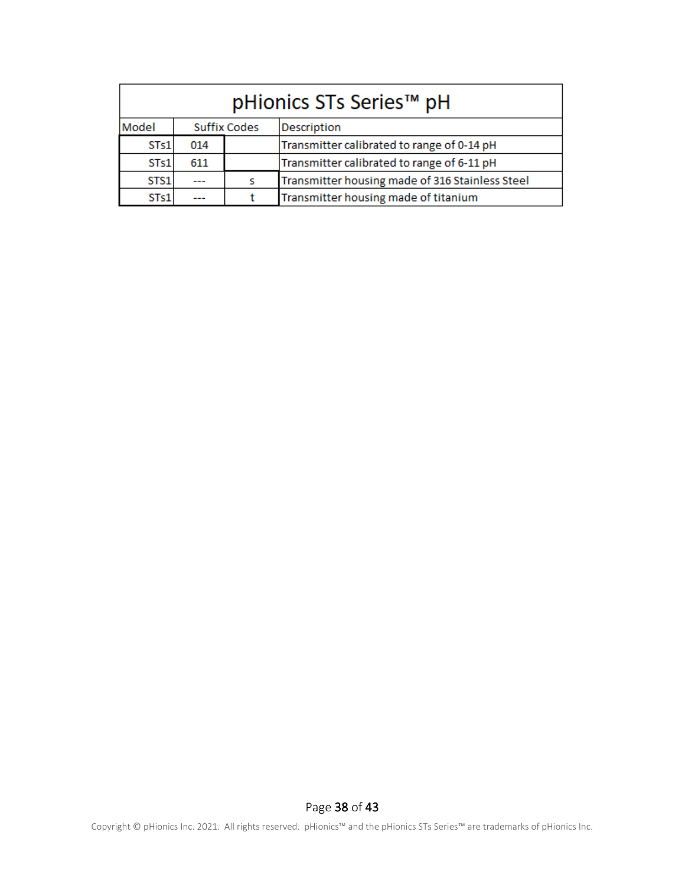| pHionics STs Series™ pH | | | |
|---|---|---|---|
| Model | Suffix Codes | | Description |
| STs1 | 014 | | Transmitter calibrated to range of 0-14 pH |
| STs1 | 611 | | Transmitter calibrated to range of 6-11 pH |
| STS1 | --- | s | Transmitter housing made of 316 Stainless Steel |
| STs1 | --- | t | Transmitter housing made of titanium |

Copyright © pHionics Inc. 2021. All rights reserved. pHionics™ and the pHionics STs Series™ are trademarks of pHionics Inc.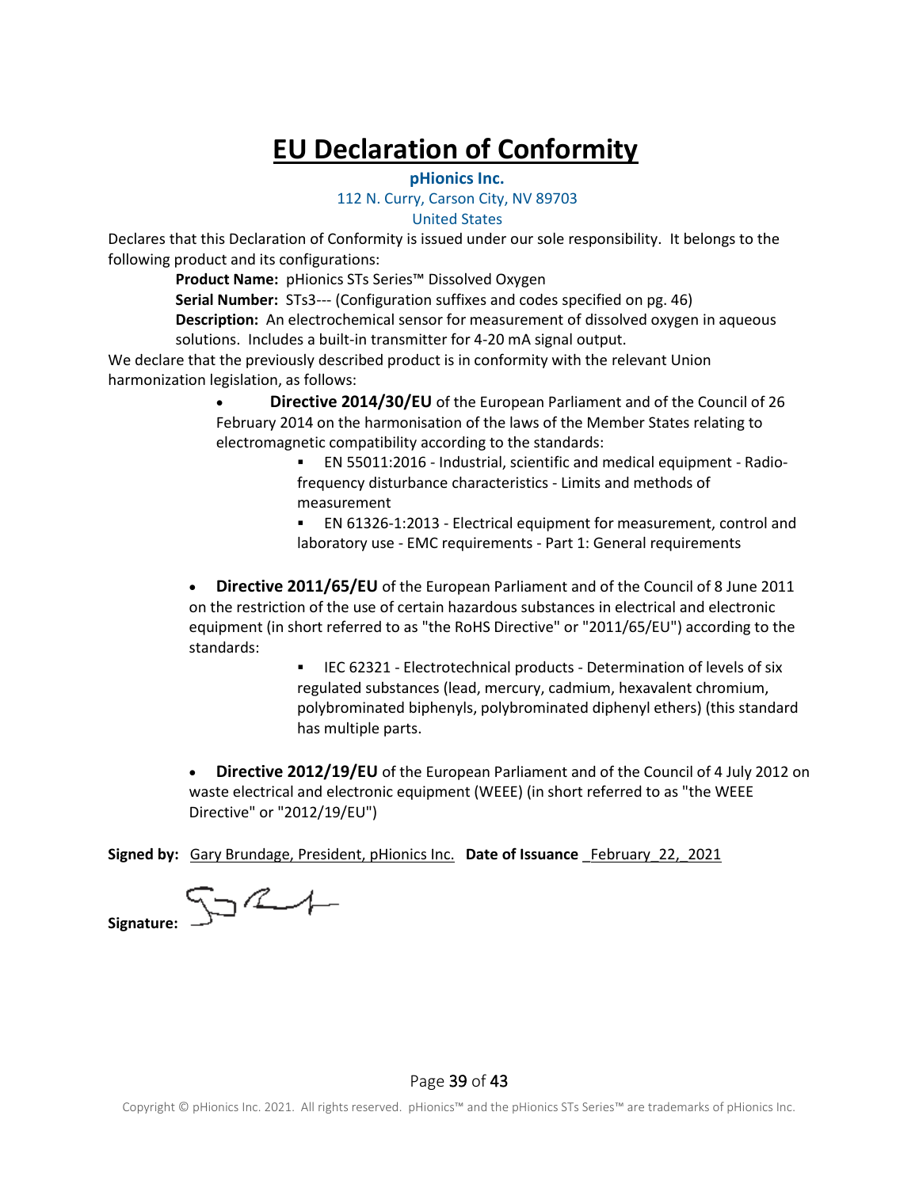# EU Declaration of Conformity

**pHionics Inc.**

112 N. Curry, Carson City, NV 89703

United States

Declares that this Declaration of Conformity is issued under our sole responsibility. It belongs to the following product and its configurations:

**Product Name:** pHionics STs Series™ Dissolved Oxygen

**Serial Number:** STs3--- (Configuration suffixes and codes specified on pg. 46)

**Description:** An electrochemical sensor for measurement of dissolved oxygen in aqueous solutions. Includes a built-in transmitter for 4-20 mA signal output.

We declare that the previously described product is in conformity with the relevant Union harmonization legislation, as follows:

- **Directive 2014/30/EU** of the European Parliament and of the Council of 26 February 2014 on the harmonisation of the laws of the Member States relating to electromagnetic compatibility according to the standards:
  - EN 55011:2016 - Industrial, scientific and medical equipment - Radio-frequency disturbance characteristics - Limits and methods of measurement
  - EN 61326-1:2013 - Electrical equipment for measurement, control and laboratory use - EMC requirements - Part 1: General requirements

- **Directive 2011/65/EU** of the European Parliament and of the Council of 8 June 2011 on the restriction of the use of certain hazardous substances in electrical and electronic equipment (in short referred to as "the RoHS Directive" or "2011/65/EU") according to the standards:
  - IEC 62321 - Electrotechnical products - Determination of levels of six regulated substances (lead, mercury, cadmium, hexavalent chromium, polybrominated biphenyls, polybrominated diphenyl ethers) (this standard has multiple parts.

- **Directive 2012/19/EU** of the European Parliament and of the Council of 4 July 2012 on waste electrical and electronic equipment (WEEE) (in short referred to as "the WEEE Directive" or "2012/19/EU")

**Signed by:** Gary Brundage, President, pHionics Inc. **Date of Issuance** February 22, 2021

**Signature:**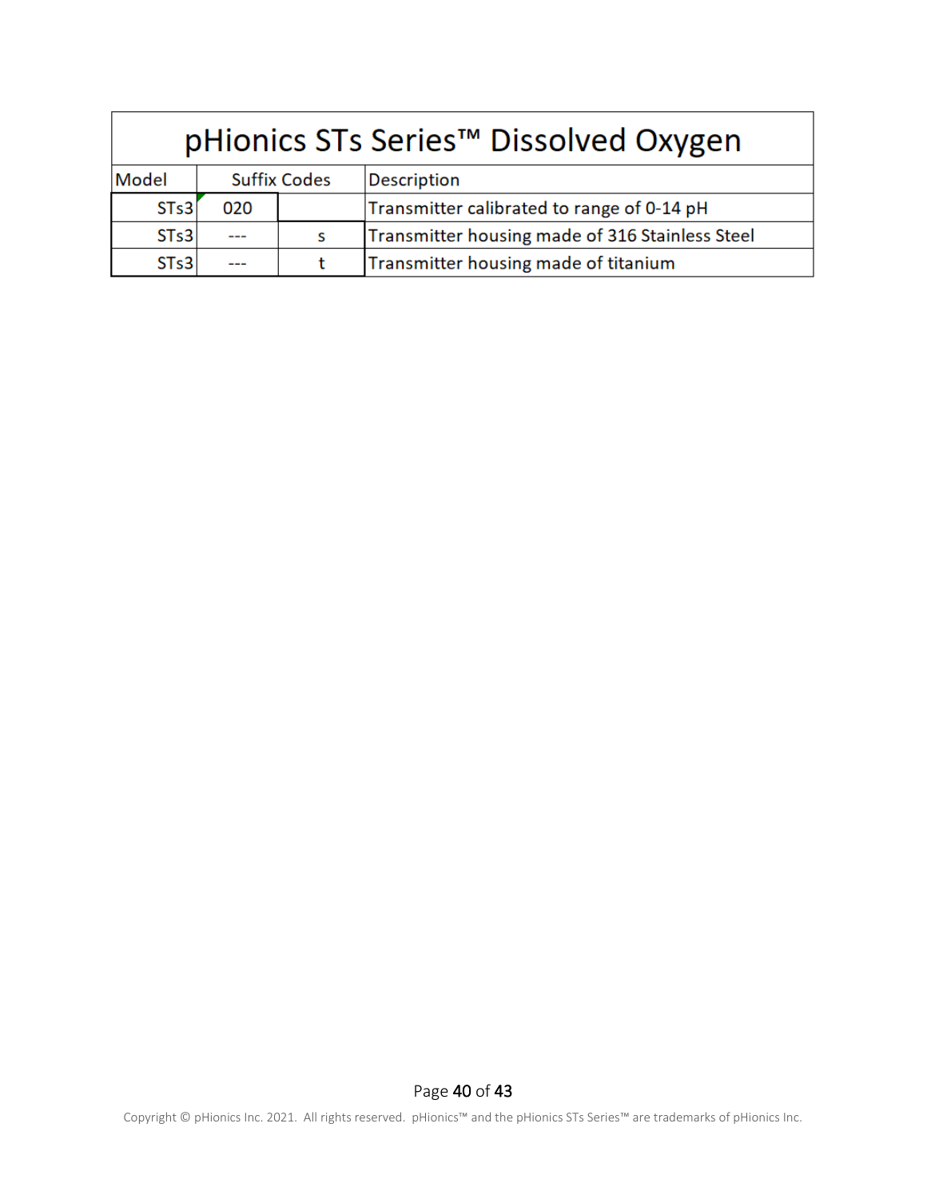| pHionics STs Series™ Dissolved Oxygen | | | |
|---|---|---|---|
| Model | Suffix Codes | | Description |
| STs3 | 020 | | Transmitter calibrated to range of 0-14 pH |
| STs3 | --- | s | Transmitter housing made of 316 Stainless Steel |
| STs3 | --- | t | Transmitter housing made of titanium |

Copyright © pHionics Inc. 2021. All rights reserved. pHionics™ and the pHionics STs Series™ are trademarks of pHionics Inc.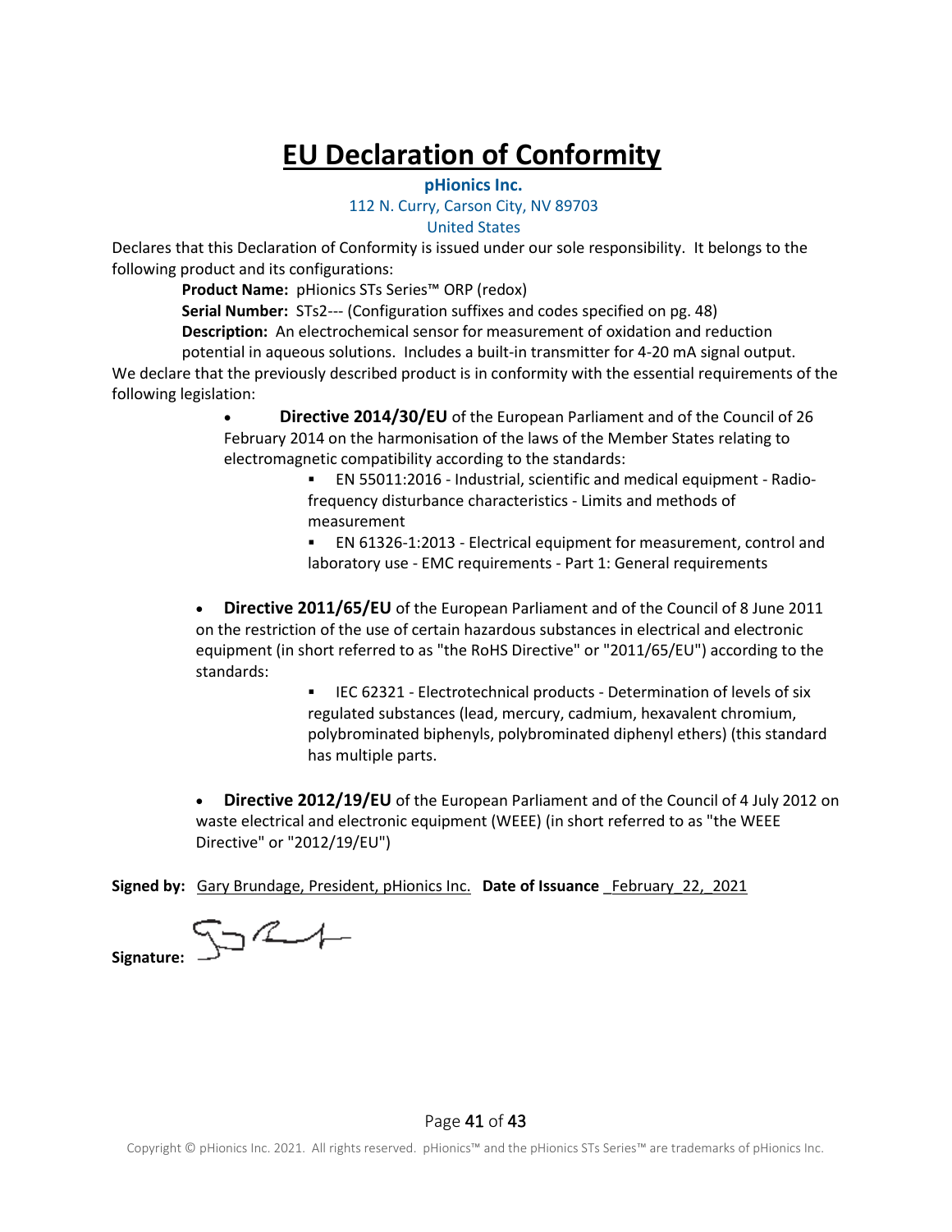# EU Declaration of Conformity

**pHionics Inc.**

112 N. Curry, Carson City, NV 89703

United States

Declares that this Declaration of Conformity is issued under our sole responsibility. It belongs to the following product and its configurations:

**Product Name:** pHionics STs Series™ ORP (redox)

**Serial Number:** STs2--- (Configuration suffixes and codes specified on pg. 48)

**Description:** An electrochemical sensor for measurement of oxidation and reduction potential in aqueous solutions. Includes a built-in transmitter for 4-20 mA signal output.

We declare that the previously described product is in conformity with the essential requirements of the following legislation:

- **Directive 2014/30/EU** of the European Parliament and of the Council of 26 February 2014 on the harmonisation of the laws of the Member States relating to electromagnetic compatibility according to the standards:
  - EN 55011:2016 - Industrial, scientific and medical equipment - Radio-frequency disturbance characteristics - Limits and methods of measurement
  - EN 61326-1:2013 - Electrical equipment for measurement, control and laboratory use - EMC requirements - Part 1: General requirements

- **Directive 2011/65/EU** of the European Parliament and of the Council of 8 June 2011 on the restriction of the use of certain hazardous substances in electrical and electronic equipment (in short referred to as "the RoHS Directive" or "2011/65/EU") according to the standards:
  - IEC 62321 - Electrotechnical products - Determination of levels of six regulated substances (lead, mercury, cadmium, hexavalent chromium, polybrominated biphenyls, polybrominated diphenyl ethers) (this standard has multiple parts.

- **Directive 2012/19/EU** of the European Parliament and of the Council of 4 July 2012 on waste electrical and electronic equipment (WEEE) (in short referred to as "the WEEE Directive" or "2012/19/EU")

**Signed by:** Gary Brundage, President, pHionics Inc. **Date of Issuance** February 22, 2021

**Signature:**

Copyright © pHionics Inc. 2021. All rights reserved. pHionics™ and the pHionics STs Series™ are trademarks of pHionics Inc.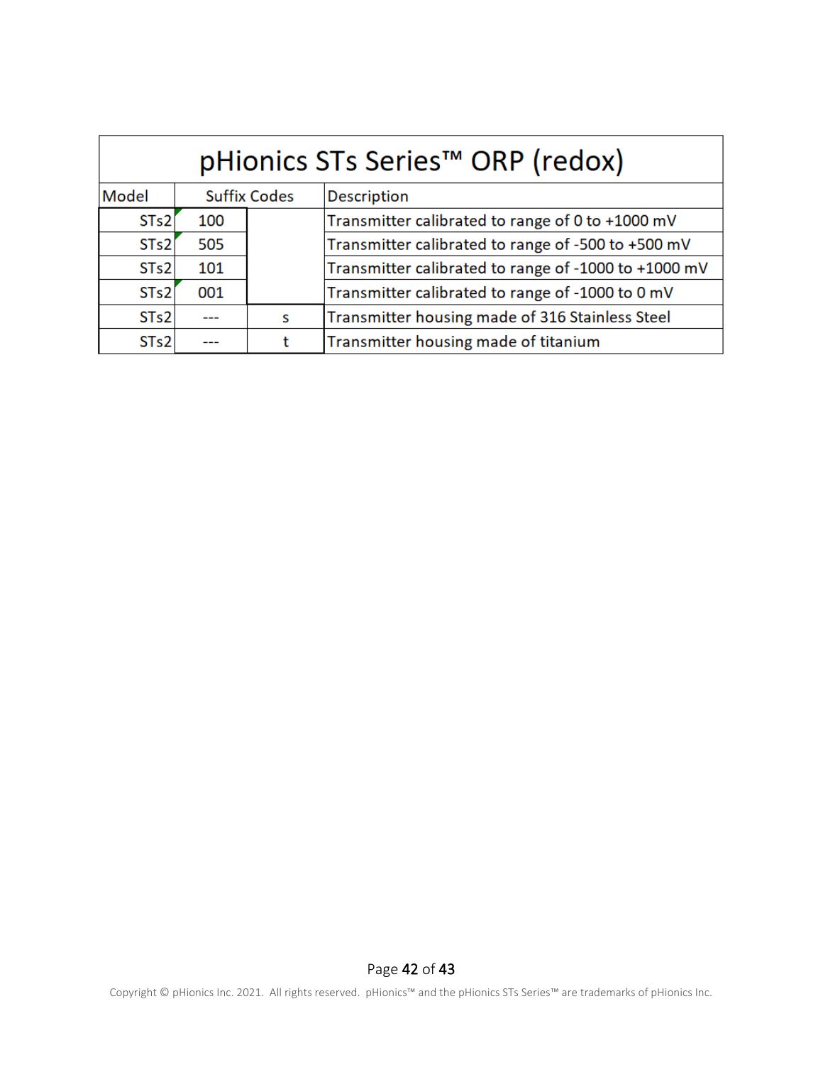| pHionics STs Series™ ORP (redox) | | | |
| --- | --- | --- | --- |
| Model | Suffix Codes | | Description |
| STs2 | 100 | | Transmitter calibrated to range of 0 to +1000 mV |
| STs2 | 505 | | Transmitter calibrated to range of -500 to +500 mV |
| STs2 | 101 | | Transmitter calibrated to range of -1000 to +1000 mV |
| STs2 | 001 | | Transmitter calibrated to range of -1000 to 0 mV |
| STs2 | --- | s | Transmitter housing made of 316 Stainless Steel |
| STs2 | --- | t | Transmitter housing made of titanium |

Copyright © pHionics Inc. 2021. All rights reserved. pHionics™ and the pHionics STs Series™ are trademarks of pHionics Inc.